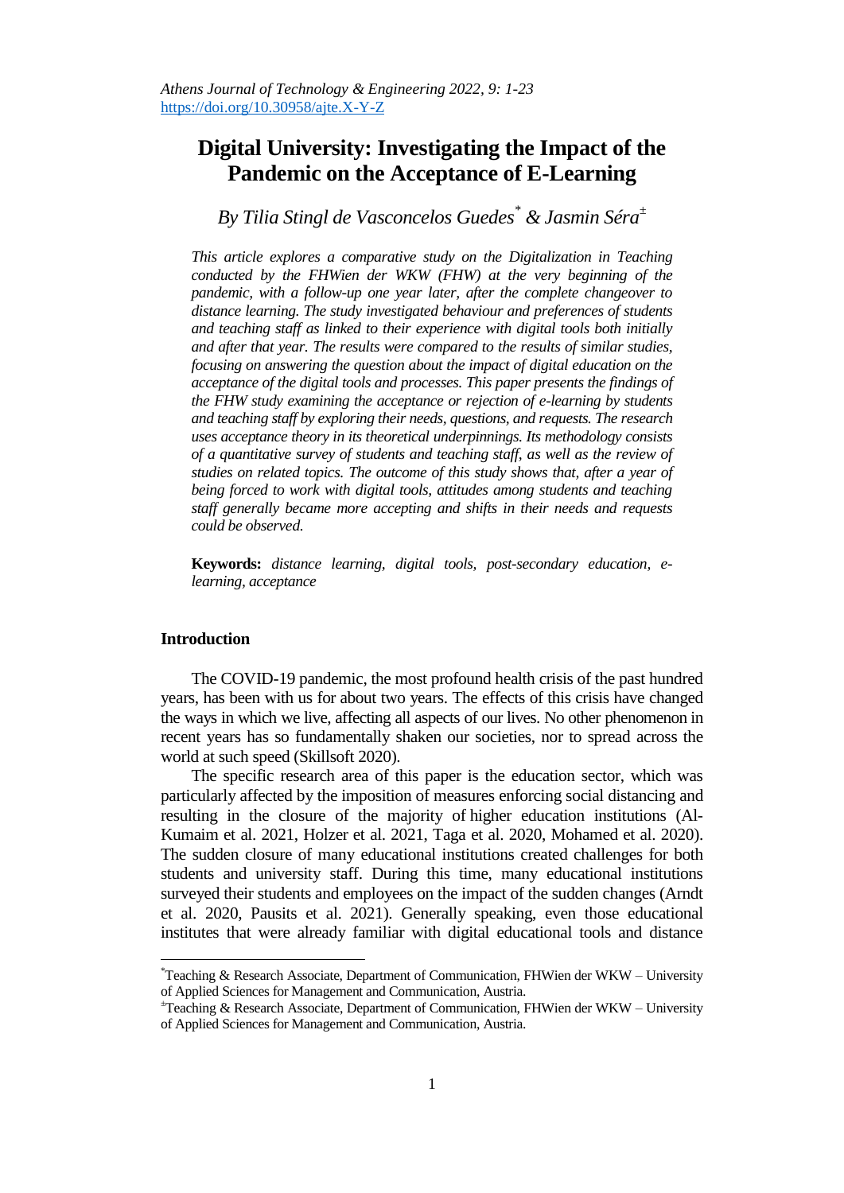Athens Journal of Technology & Engineering 2022, 9: 1-23
https://doi.org/10.30958/ajte.X-Y-Z

# Digital University: Investigating the Impact of the Pandemic on the Acceptance of E-Learning

*By Tilia Stingl de Vasconcelos Guedes[*] & Jasmin Séra[±]*

*This article explores a comparative study on the Digitalization in Teaching conducted by the FHWien der WKW (FHW) at the very beginning of the pandemic, with a follow-up one year later, after the complete changeover to distance learning. The study investigated behaviour and preferences of students and teaching staff as linked to their experience with digital tools both initially and after that year. The results were compared to the results of similar studies, focusing on answering the question about the impact of digital education on the acceptance of the digital tools and processes. This paper presents the findings of the FHW study examining the acceptance or rejection of e-learning by students and teaching staff by exploring their needs, questions, and requests. The research uses acceptance theory in its theoretical underpinnings. Its methodology consists of a quantitative survey of students and teaching staff, as well as the review of studies on related topics. The outcome of this study shows that, after a year of being forced to work with digital tools, attitudes among students and teaching staff generally became more accepting and shifts in their needs and requests could be observed.*

**Keywords:** *distance learning, digital tools, post-secondary education, e-learning, acceptance*

## Introduction

The COVID-19 pandemic, the most profound health crisis of the past hundred years, has been with us for about two years. The effects of this crisis have changed the ways in which we live, affecting all aspects of our lives. No other phenomenon in recent years has so fundamentally shaken our societies, nor to spread across the world at such speed (Skillsoft 2020).

The specific research area of this paper is the education sector, which was particularly affected by the imposition of measures enforcing social distancing and resulting in the closure of the majority of higher education institutions (Al-Kumaim et al. 2021, Holzer et al. 2021, Taga et al. 2020, Mohamed et al. 2020). The sudden closure of many educational institutions created challenges for both students and university staff. During this time, many educational institutions surveyed their students and employees on the impact of the sudden changes (Arndt et al. 2020, Pausits et al. 2021). Generally speaking, even those educational institutes that were already familiar with digital educational tools and distance

[*]Teaching & Research Associate, Department of Communication, FHWien der WKW – University of Applied Sciences for Management and Communication, Austria.

[±]Teaching & Research Associate, Department of Communication, FHWien der WKW – University of Applied Sciences for Management and Communication, Austria.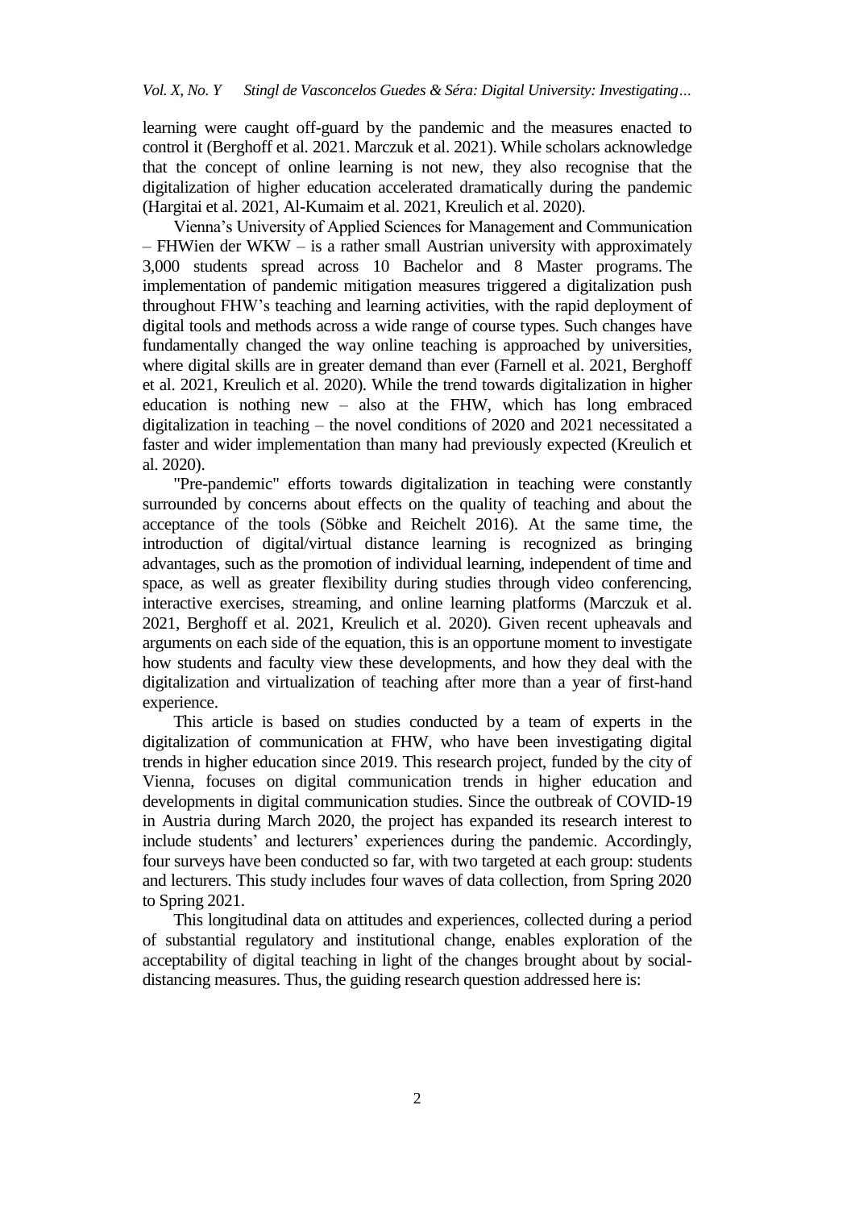learning were caught off-guard by the pandemic and the measures enacted to control it (Berghoff et al. 2021. Marczuk et al. 2021). While scholars acknowledge that the concept of online learning is not new, they also recognise that the digitalization of higher education accelerated dramatically during the pandemic (Hargitai et al. 2021, Al-Kumaim et al. 2021, Kreulich et al. 2020).

Vienna's University of Applied Sciences for Management and Communication – FHWien der WKW – is a rather small Austrian university with approximately 3,000 students spread across 10 Bachelor and 8 Master programs. The implementation of pandemic mitigation measures triggered a digitalization push throughout FHW's teaching and learning activities, with the rapid deployment of digital tools and methods across a wide range of course types. Such changes have fundamentally changed the way online teaching is approached by universities, where digital skills are in greater demand than ever (Farnell et al. 2021, Berghoff et al. 2021, Kreulich et al. 2020). While the trend towards digitalization in higher education is nothing new – also at the FHW, which has long embraced digitalization in teaching – the novel conditions of 2020 and 2021 necessitated a faster and wider implementation than many had previously expected (Kreulich et al. 2020).

"Pre-pandemic" efforts towards digitalization in teaching were constantly surrounded by concerns about effects on the quality of teaching and about the acceptance of the tools (Söbke and Reichelt 2016). At the same time, the introduction of digital/virtual distance learning is recognized as bringing advantages, such as the promotion of individual learning, independent of time and space, as well as greater flexibility during studies through video conferencing, interactive exercises, streaming, and online learning platforms (Marczuk et al. 2021, Berghoff et al. 2021, Kreulich et al. 2020). Given recent upheavals and arguments on each side of the equation, this is an opportune moment to investigate how students and faculty view these developments, and how they deal with the digitalization and virtualization of teaching after more than a year of first-hand experience.

This article is based on studies conducted by a team of experts in the digitalization of communication at FHW, who have been investigating digital trends in higher education since 2019. This research project, funded by the city of Vienna, focuses on digital communication trends in higher education and developments in digital communication studies. Since the outbreak of COVID-19 in Austria during March 2020, the project has expanded its research interest to include students' and lecturers' experiences during the pandemic. Accordingly, four surveys have been conducted so far, with two targeted at each group: students and lecturers. This study includes four waves of data collection, from Spring 2020 to Spring 2021.

This longitudinal data on attitudes and experiences, collected during a period of substantial regulatory and institutional change, enables exploration of the acceptability of digital teaching in light of the changes brought about by social-distancing measures. Thus, the guiding research question addressed here is: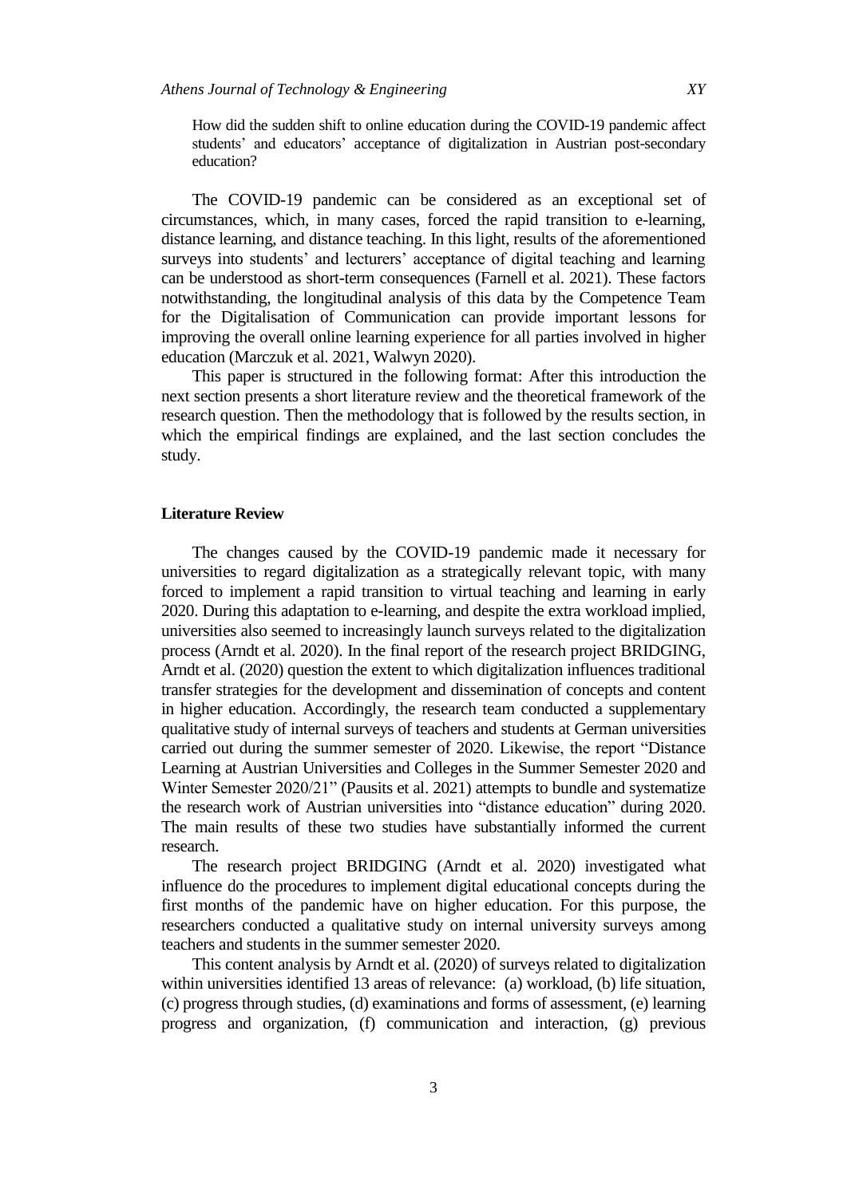> How did the sudden shift to online education during the COVID-19 pandemic affect students' and educators' acceptance of digitalization in Austrian post-secondary education?

The COVID-19 pandemic can be considered as an exceptional set of circumstances, which, in many cases, forced the rapid transition to e-learning, distance learning, and distance teaching. In this light, results of the aforementioned surveys into students' and lecturers' acceptance of digital teaching and learning can be understood as short-term consequences (Farnell et al. 2021). These factors notwithstanding, the longitudinal analysis of this data by the Competence Team for the Digitalisation of Communication can provide important lessons for improving the overall online learning experience for all parties involved in higher education (Marczuk et al. 2021, Walwyn 2020).

This paper is structured in the following format: After this introduction the next section presents a short literature review and the theoretical framework of the research question. Then the methodology that is followed by the results section, in which the empirical findings are explained, and the last section concludes the study.

## Literature Review

The changes caused by the COVID-19 pandemic made it necessary for universities to regard digitalization as a strategically relevant topic, with many forced to implement a rapid transition to virtual teaching and learning in early 2020. During this adaptation to e-learning, and despite the extra workload implied, universities also seemed to increasingly launch surveys related to the digitalization process (Arndt et al. 2020). In the final report of the research project BRIDGING, Arndt et al. (2020) question the extent to which digitalization influences traditional transfer strategies for the development and dissemination of concepts and content in higher education. Accordingly, the research team conducted a supplementary qualitative study of internal surveys of teachers and students at German universities carried out during the summer semester of 2020. Likewise, the report "Distance Learning at Austrian Universities and Colleges in the Summer Semester 2020 and Winter Semester 2020/21" (Pausits et al. 2021) attempts to bundle and systematize the research work of Austrian universities into "distance education" during 2020. The main results of these two studies have substantially informed the current research.

The research project BRIDGING (Arndt et al. 2020) investigated what influence do the procedures to implement digital educational concepts during the first months of the pandemic have on higher education. For this purpose, the researchers conducted a qualitative study on internal university surveys among teachers and students in the summer semester 2020.

This content analysis by Arndt et al. (2020) of surveys related to digitalization within universities identified 13 areas of relevance: (a) workload, (b) life situation, (c) progress through studies, (d) examinations and forms of assessment, (e) learning progress and organization, (f) communication and interaction, (g) previous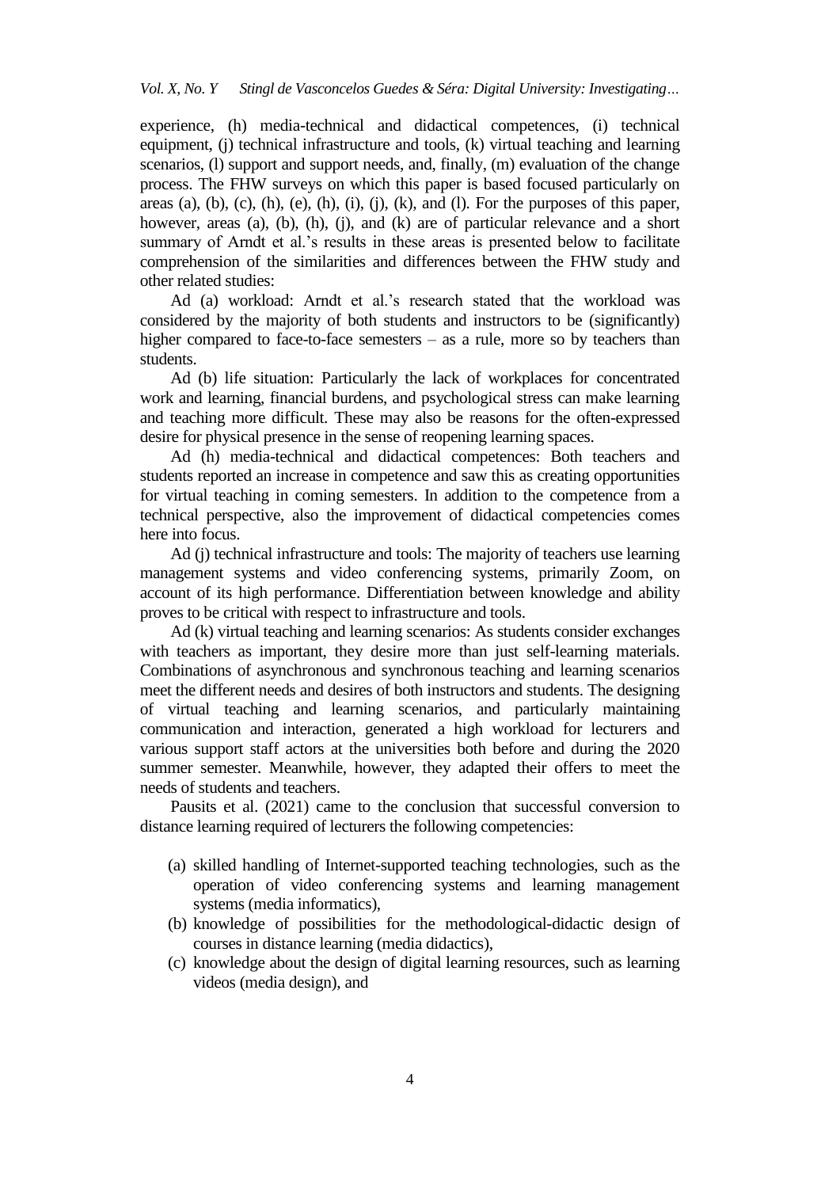experience, (h) media-technical and didactical competences, (i) technical equipment, (j) technical infrastructure and tools, (k) virtual teaching and learning scenarios, (l) support and support needs, and, finally, (m) evaluation of the change process. The FHW surveys on which this paper is based focused particularly on areas (a), (b), (c), (h), (e), (h), (i), (j), (k), and (l). For the purposes of this paper, however, areas (a), (b), (h), (j), and (k) are of particular relevance and a short summary of Arndt et al.'s results in these areas is presented below to facilitate comprehension of the similarities and differences between the FHW study and other related studies:

Ad (a) workload: Arndt et al.'s research stated that the workload was considered by the majority of both students and instructors to be (significantly) higher compared to face-to-face semesters – as a rule, more so by teachers than students.

Ad (b) life situation: Particularly the lack of workplaces for concentrated work and learning, financial burdens, and psychological stress can make learning and teaching more difficult. These may also be reasons for the often-expressed desire for physical presence in the sense of reopening learning spaces.

Ad (h) media-technical and didactical competences: Both teachers and students reported an increase in competence and saw this as creating opportunities for virtual teaching in coming semesters. In addition to the competence from a technical perspective, also the improvement of didactical competencies comes here into focus.

Ad (j) technical infrastructure and tools: The majority of teachers use learning management systems and video conferencing systems, primarily Zoom, on account of its high performance. Differentiation between knowledge and ability proves to be critical with respect to infrastructure and tools.

Ad (k) virtual teaching and learning scenarios: As students consider exchanges with teachers as important, they desire more than just self-learning materials. Combinations of asynchronous and synchronous teaching and learning scenarios meet the different needs and desires of both instructors and students. The designing of virtual teaching and learning scenarios, and particularly maintaining communication and interaction, generated a high workload for lecturers and various support staff actors at the universities both before and during the 2020 summer semester. Meanwhile, however, they adapted their offers to meet the needs of students and teachers.

Pausits et al. (2021) came to the conclusion that successful conversion to distance learning required of lecturers the following competencies:

(a) skilled handling of Internet-supported teaching technologies, such as the operation of video conferencing systems and learning management systems (media informatics),
(b) knowledge of possibilities for the methodological-didactic design of courses in distance learning (media didactics),
(c) knowledge about the design of digital learning resources, such as learning videos (media design), and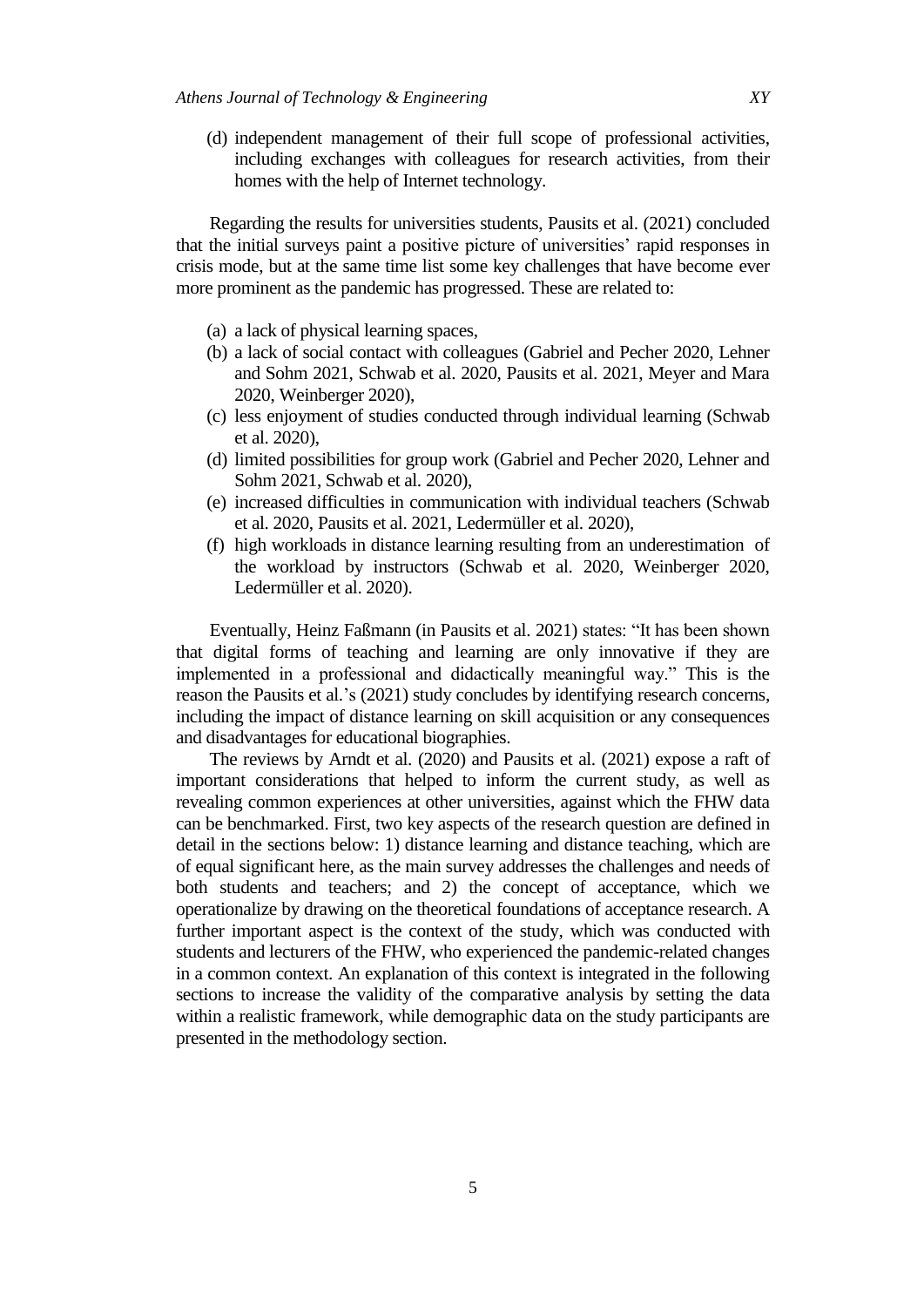(d) independent management of their full scope of professional activities, including exchanges with colleagues for research activities, from their homes with the help of Internet technology.

Regarding the results for universities students, Pausits et al. (2021) concluded that the initial surveys paint a positive picture of universities' rapid responses in crisis mode, but at the same time list some key challenges that have become ever more prominent as the pandemic has progressed. These are related to:

(a) a lack of physical learning spaces,
(b) a lack of social contact with colleagues (Gabriel and Pecher 2020, Lehner and Sohm 2021, Schwab et al. 2020, Pausits et al. 2021, Meyer and Mara 2020, Weinberger 2020),
(c) less enjoyment of studies conducted through individual learning (Schwab et al. 2020),
(d) limited possibilities for group work (Gabriel and Pecher 2020, Lehner and Sohm 2021, Schwab et al. 2020),
(e) increased difficulties in communication with individual teachers (Schwab et al. 2020, Pausits et al. 2021, Ledermüller et al. 2020),
(f) high workloads in distance learning resulting from an underestimation of the workload by instructors (Schwab et al. 2020, Weinberger 2020, Ledermüller et al. 2020).

Eventually, Heinz Faßmann (in Pausits et al. 2021) states: "It has been shown that digital forms of teaching and learning are only innovative if they are implemented in a professional and didactically meaningful way." This is the reason the Pausits et al.'s (2021) study concludes by identifying research concerns, including the impact of distance learning on skill acquisition or any consequences and disadvantages for educational biographies.

The reviews by Arndt et al. (2020) and Pausits et al. (2021) expose a raft of important considerations that helped to inform the current study, as well as revealing common experiences at other universities, against which the FHW data can be benchmarked. First, two key aspects of the research question are defined in detail in the sections below: 1) distance learning and distance teaching, which are of equal significant here, as the main survey addresses the challenges and needs of both students and teachers; and 2) the concept of acceptance, which we operationalize by drawing on the theoretical foundations of acceptance research. A further important aspect is the context of the study, which was conducted with students and lecturers of the FHW, who experienced the pandemic-related changes in a common context. An explanation of this context is integrated in the following sections to increase the validity of the comparative analysis by setting the data within a realistic framework, while demographic data on the study participants are presented in the methodology section.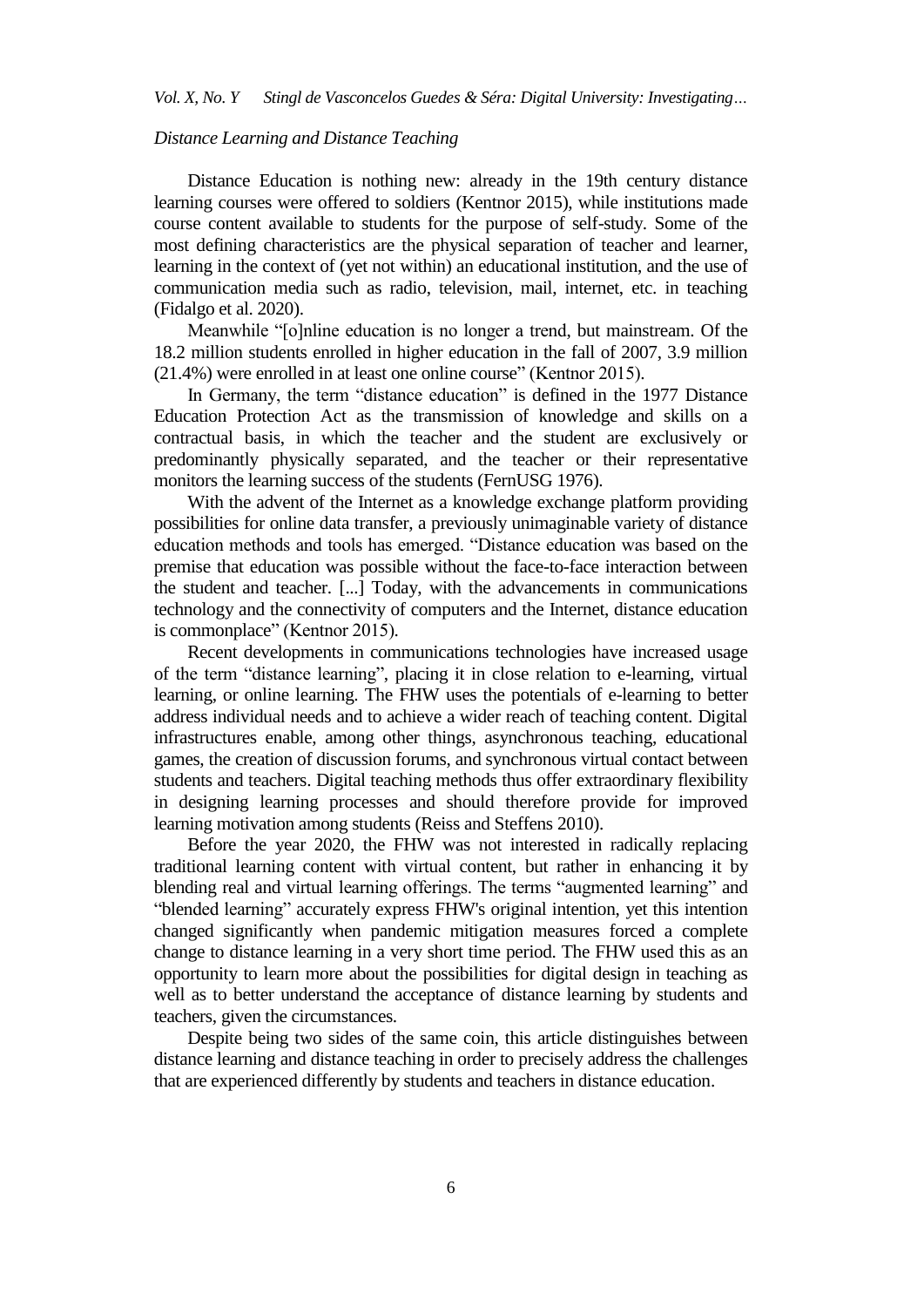### *Distance Learning and Distance Teaching*

Distance Education is nothing new: already in the 19th century distance learning courses were offered to soldiers (Kentnor 2015), while institutions made course content available to students for the purpose of self-study. Some of the most defining characteristics are the physical separation of teacher and learner, learning in the context of (yet not within) an educational institution, and the use of communication media such as radio, television, mail, internet, etc. in teaching (Fidalgo et al. 2020).

Meanwhile "[o]nline education is no longer a trend, but mainstream. Of the 18.2 million students enrolled in higher education in the fall of 2007, 3.9 million (21.4%) were enrolled in at least one online course" (Kentnor 2015).

In Germany, the term "distance education" is defined in the 1977 Distance Education Protection Act as the transmission of knowledge and skills on a contractual basis, in which the teacher and the student are exclusively or predominantly physically separated, and the teacher or their representative monitors the learning success of the students (FernUSG 1976).

With the advent of the Internet as a knowledge exchange platform providing possibilities for online data transfer, a previously unimaginable variety of distance education methods and tools has emerged. "Distance education was based on the premise that education was possible without the face-to-face interaction between the student and teacher. [...] Today, with the advancements in communications technology and the connectivity of computers and the Internet, distance education is commonplace" (Kentnor 2015).

Recent developments in communications technologies have increased usage of the term "distance learning", placing it in close relation to e-learning, virtual learning, or online learning. The FHW uses the potentials of e-learning to better address individual needs and to achieve a wider reach of teaching content. Digital infrastructures enable, among other things, asynchronous teaching, educational games, the creation of discussion forums, and synchronous virtual contact between students and teachers. Digital teaching methods thus offer extraordinary flexibility in designing learning processes and should therefore provide for improved learning motivation among students (Reiss and Steffens 2010).

Before the year 2020, the FHW was not interested in radically replacing traditional learning content with virtual content, but rather in enhancing it by blending real and virtual learning offerings. The terms "augmented learning" and "blended learning" accurately express FHW's original intention, yet this intention changed significantly when pandemic mitigation measures forced a complete change to distance learning in a very short time period. The FHW used this as an opportunity to learn more about the possibilities for digital design in teaching as well as to better understand the acceptance of distance learning by students and teachers, given the circumstances.

Despite being two sides of the same coin, this article distinguishes between distance learning and distance teaching in order to precisely address the challenges that are experienced differently by students and teachers in distance education.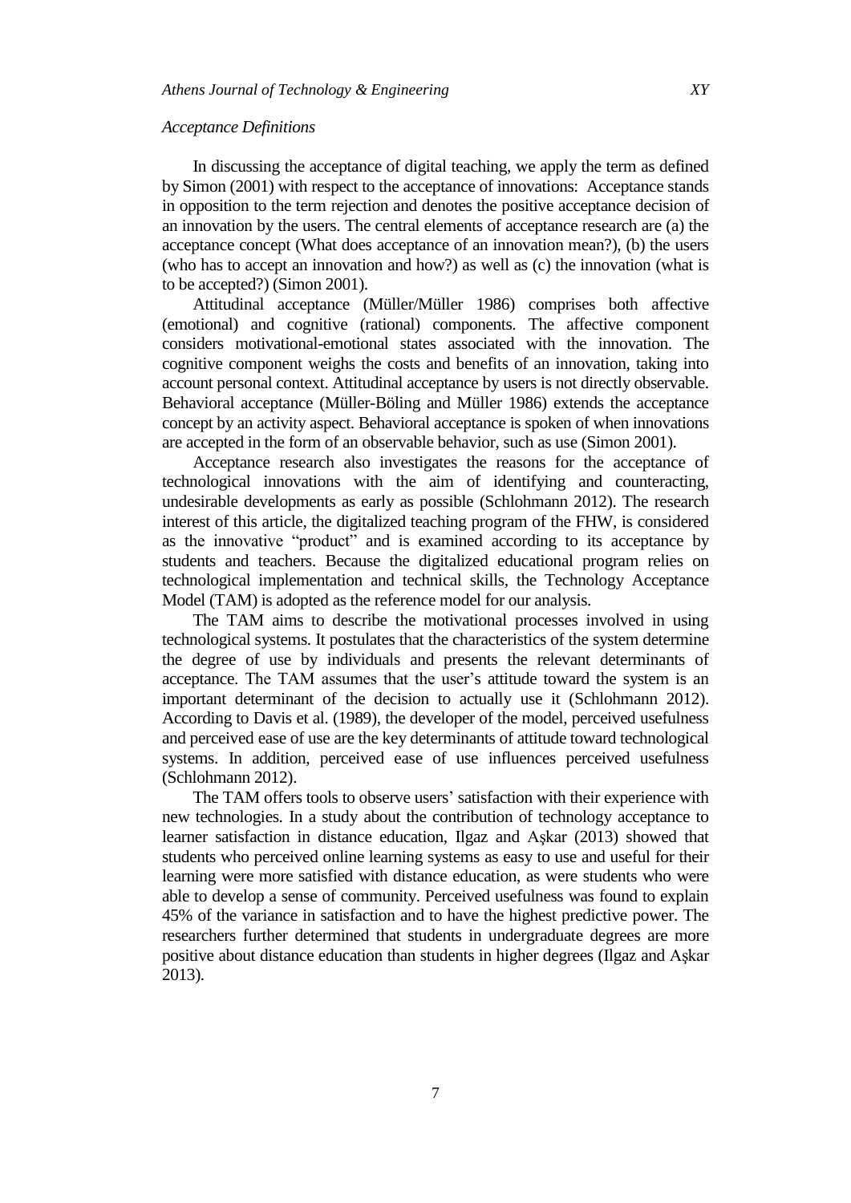*Acceptance Definitions*

In discussing the acceptance of digital teaching, we apply the term as defined by Simon (2001) with respect to the acceptance of innovations: Acceptance stands in opposition to the term rejection and denotes the positive acceptance decision of an innovation by the users. The central elements of acceptance research are (a) the acceptance concept (What does acceptance of an innovation mean?), (b) the users (who has to accept an innovation and how?) as well as (c) the innovation (what is to be accepted?) (Simon 2001).

Attitudinal acceptance (Müller/Müller 1986) comprises both affective (emotional) and cognitive (rational) components. The affective component considers motivational-emotional states associated with the innovation. The cognitive component weighs the costs and benefits of an innovation, taking into account personal context. Attitudinal acceptance by users is not directly observable. Behavioral acceptance (Müller-Böling and Müller 1986) extends the acceptance concept by an activity aspect. Behavioral acceptance is spoken of when innovations are accepted in the form of an observable behavior, such as use (Simon 2001).

Acceptance research also investigates the reasons for the acceptance of technological innovations with the aim of identifying and counteracting, undesirable developments as early as possible (Schlohmann 2012). The research interest of this article, the digitalized teaching program of the FHW, is considered as the innovative "product" and is examined according to its acceptance by students and teachers. Because the digitalized educational program relies on technological implementation and technical skills, the Technology Acceptance Model (TAM) is adopted as the reference model for our analysis.

The TAM aims to describe the motivational processes involved in using technological systems. It postulates that the characteristics of the system determine the degree of use by individuals and presents the relevant determinants of acceptance. The TAM assumes that the user's attitude toward the system is an important determinant of the decision to actually use it (Schlohmann 2012). According to Davis et al. (1989), the developer of the model, perceived usefulness and perceived ease of use are the key determinants of attitude toward technological systems. In addition, perceived ease of use influences perceived usefulness (Schlohmann 2012).

The TAM offers tools to observe users' satisfaction with their experience with new technologies. In a study about the contribution of technology acceptance to learner satisfaction in distance education, Ilgaz and Aşkar (2013) showed that students who perceived online learning systems as easy to use and useful for their learning were more satisfied with distance education, as were students who were able to develop a sense of community. Perceived usefulness was found to explain 45% of the variance in satisfaction and to have the highest predictive power. The researchers further determined that students in undergraduate degrees are more positive about distance education than students in higher degrees (Ilgaz and Aşkar 2013).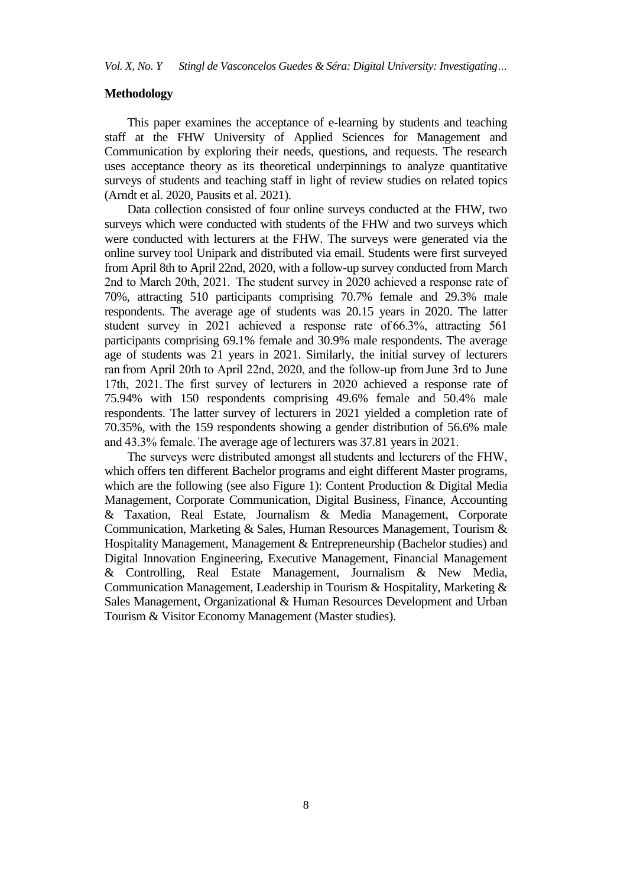## Methodology

This paper examines the acceptance of e-learning by students and teaching staff at the FHW University of Applied Sciences for Management and Communication by exploring their needs, questions, and requests. The research uses acceptance theory as its theoretical underpinnings to analyze quantitative surveys of students and teaching staff in light of review studies on related topics (Arndt et al. 2020, Pausits et al. 2021).

Data collection consisted of four online surveys conducted at the FHW, two surveys which were conducted with students of the FHW and two surveys which were conducted with lecturers at the FHW. The surveys were generated via the online survey tool Unipark and distributed via email. Students were first surveyed from April 8th to April 22nd, 2020, with a follow-up survey conducted from March 2nd to March 20th, 2021. The student survey in 2020 achieved a response rate of 70%, attracting 510 participants comprising 70.7% female and 29.3% male respondents. The average age of students was 20.15 years in 2020. The latter student survey in 2021 achieved a response rate of 66.3%, attracting 561 participants comprising 69.1% female and 30.9% male respondents. The average age of students was 21 years in 2021. Similarly, the initial survey of lecturers ran from April 20th to April 22nd, 2020, and the follow-up from June 3rd to June 17th, 2021. The first survey of lecturers in 2020 achieved a response rate of 75.94% with 150 respondents comprising 49.6% female and 50.4% male respondents. The latter survey of lecturers in 2021 yielded a completion rate of 70.35%, with the 159 respondents showing a gender distribution of 56.6% male and 43.3% female. The average age of lecturers was 37.81 years in 2021.

The surveys were distributed amongst all students and lecturers of the FHW, which offers ten different Bachelor programs and eight different Master programs, which are the following (see also Figure 1): Content Production & Digital Media Management, Corporate Communication, Digital Business, Finance, Accounting & Taxation, Real Estate, Journalism & Media Management, Corporate Communication, Marketing & Sales, Human Resources Management, Tourism & Hospitality Management, Management & Entrepreneurship (Bachelor studies) and Digital Innovation Engineering, Executive Management, Financial Management & Controlling, Real Estate Management, Journalism & New Media, Communication Management, Leadership in Tourism & Hospitality, Marketing & Sales Management, Organizational & Human Resources Development and Urban Tourism & Visitor Economy Management (Master studies).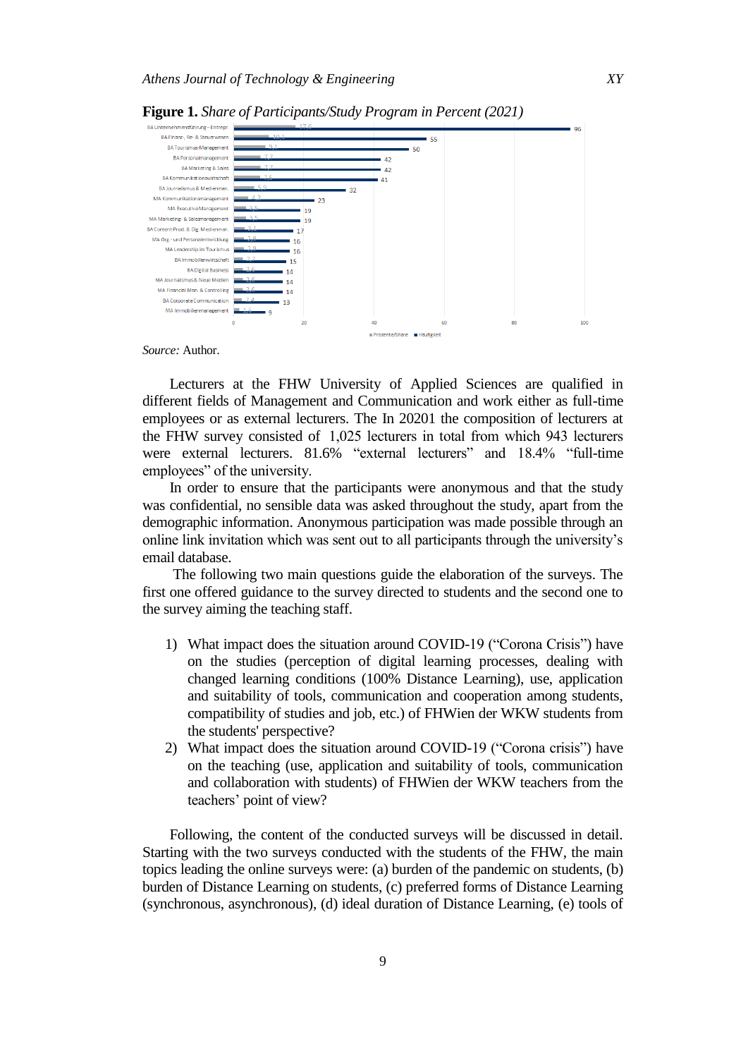**Figure 1.** *Share of Participants/Study Program in Percent (2021)*

| Study Program | Prozente/Share | Häufigkeit |
|---|---|---|
| BA Unternehmensführung – Entrepr. | 17.6 | 96 |
| BA Finanz-, Re- & Steuerwesen | 10.1 | 55 |
| BA Tourismus-Management | 9.1 | 50 |
| BA Personalmanagement | 7.7 | 42 |
| BA Marketing & Sales | 7.7 | 42 |
| BA Kommunikationswirtschaft | 7.5 | 41 |
| BA Journalismus & Medienman. | 5.9 | 32 |
| MA Kommunikationsmanagement | 4.2 | 23 |
| MA Executive Management | 3.5 | 19 |
| MA Marketing- & Salesmanagement | 3.5 | 19 |
| BA Content-Prod. & Dig. Medienman. | 3.1 | 17 |
| MA Org.- und Personalentwicklung | 2.9 | 16 |
| MA Leadership im Tourismus | 2.9 | 16 |
| BA Immobilienwirtschaft | 2.7 | 15 |
| BA Digital Business | 2.6 | 14 |
| MA Journalismus & Neue Medien | 2.6 | 14 |
| MA Financial Man. & Controlling | 2.6 | 14 |
| BA Corporate Communication | 2.4 | 13 |
| MA Immobilienmanagement | 1.6 | 9 |

*Source:* Author.

Lecturers at the FHW University of Applied Sciences are qualified in different fields of Management and Communication and work either as full-time employees or as external lecturers. The In 20201 the composition of lecturers at the FHW survey consisted of 1,025 lecturers in total from which 943 lecturers were external lecturers. 81.6% "external lecturers" and 18.4% "full-time employees" of the university.

In order to ensure that the participants were anonymous and that the study was confidential, no sensible data was asked throughout the study, apart from the demographic information. Anonymous participation was made possible through an online link invitation which was sent out to all participants through the university's email database.

The following two main questions guide the elaboration of the surveys. The first one offered guidance to the survey directed to students and the second one to the survey aiming the teaching staff.

1) What impact does the situation around COVID-19 ("Corona Crisis") have on the studies (perception of digital learning processes, dealing with changed learning conditions (100% Distance Learning), use, application and suitability of tools, communication and cooperation among students, compatibility of studies and job, etc.) of FHWien der WKW students from the students' perspective?
2) What impact does the situation around COVID-19 ("Corona crisis") have on the teaching (use, application and suitability of tools, communication and collaboration with students) of FHWien der WKW teachers from the teachers' point of view?

Following, the content of the conducted surveys will be discussed in detail. Starting with the two surveys conducted with the students of the FHW, the main topics leading the online surveys were: (a) burden of the pandemic on students, (b) burden of Distance Learning on students, (c) preferred forms of Distance Learning (synchronous, asynchronous), (d) ideal duration of Distance Learning, (e) tools of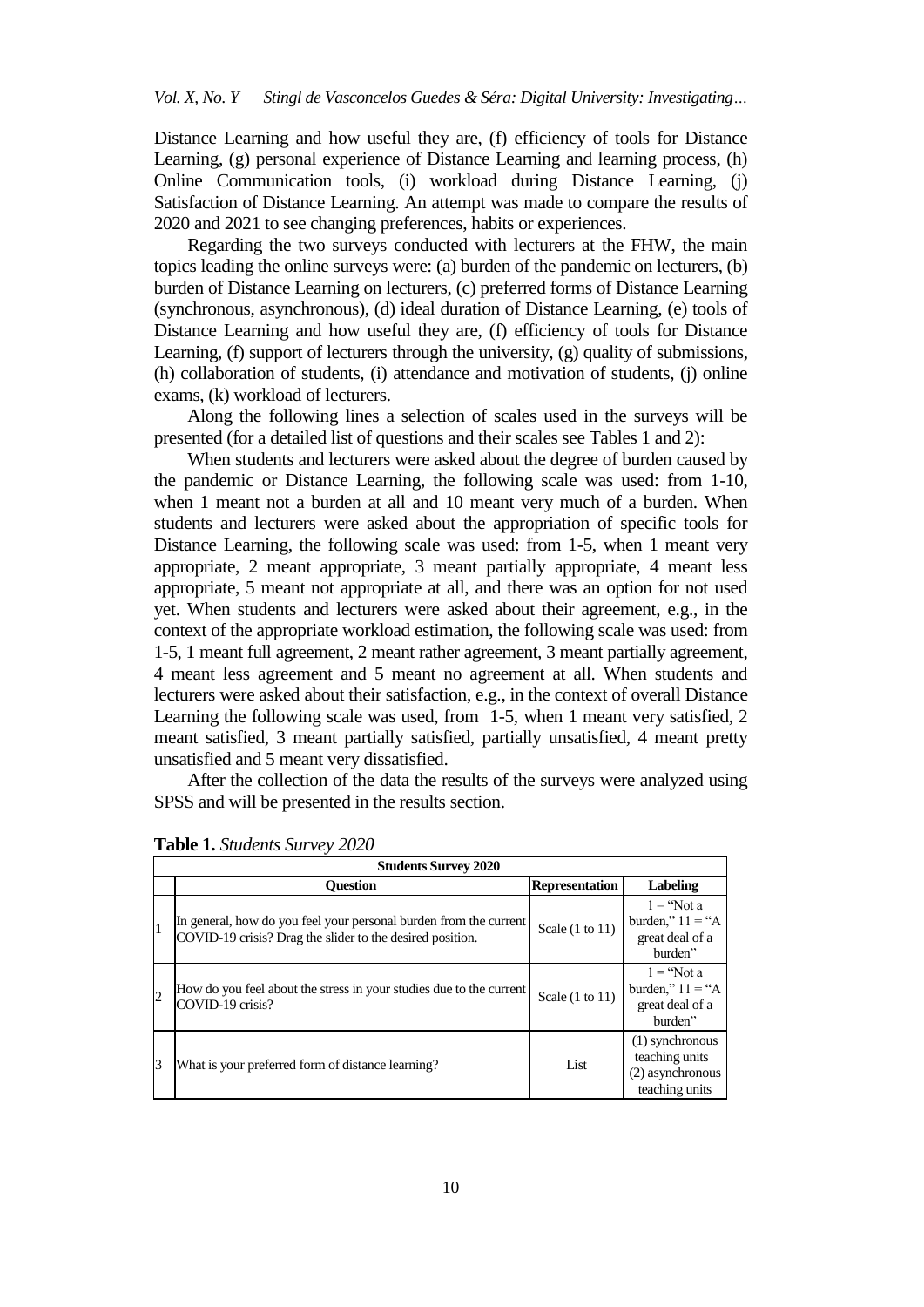Distance Learning and how useful they are, (f) efficiency of tools for Distance Learning, (g) personal experience of Distance Learning and learning process, (h) Online Communication tools, (i) workload during Distance Learning, (j) Satisfaction of Distance Learning. An attempt was made to compare the results of 2020 and 2021 to see changing preferences, habits or experiences.

Regarding the two surveys conducted with lecturers at the FHW, the main topics leading the online surveys were: (a) burden of the pandemic on lecturers, (b) burden of Distance Learning on lecturers, (c) preferred forms of Distance Learning (synchronous, asynchronous), (d) ideal duration of Distance Learning, (e) tools of Distance Learning and how useful they are, (f) efficiency of tools for Distance Learning, (f) support of lecturers through the university, (g) quality of submissions, (h) collaboration of students, (i) attendance and motivation of students, (j) online exams, (k) workload of lecturers.

Along the following lines a selection of scales used in the surveys will be presented (for a detailed list of questions and their scales see Tables 1 and 2):

When students and lecturers were asked about the degree of burden caused by the pandemic or Distance Learning, the following scale was used: from 1-10, when 1 meant not a burden at all and 10 meant very much of a burden. When students and lecturers were asked about the appropriation of specific tools for Distance Learning, the following scale was used: from 1-5, when 1 meant very appropriate, 2 meant appropriate, 3 meant partially appropriate, 4 meant less appropriate, 5 meant not appropriate at all, and there was an option for not used yet. When students and lecturers were asked about their agreement, e.g., in the context of the appropriate workload estimation, the following scale was used: from 1-5, 1 meant full agreement, 2 meant rather agreement, 3 meant partially agreement, 4 meant less agreement and 5 meant no agreement at all. When students and lecturers were asked about their satisfaction, e.g., in the context of overall Distance Learning the following scale was used, from 1-5, when 1 meant very satisfied, 2 meant satisfied, 3 meant partially satisfied, partially unsatisfied, 4 meant pretty unsatisfied and 5 meant very dissatisfied.

After the collection of the data the results of the surveys were analyzed using SPSS and will be presented in the results section.

**Table 1.** *Students Survey 2020*

| Students Survey 2020 | | | |
|---|---|---|---|
| | **Question** | **Representation** | **Labeling** |
| 1 | In general, how do you feel your personal burden from the current COVID-19 crisis? Drag the slider to the desired position. | Scale (1 to 11) | 1 = "Not a burden," 11 = "A great deal of a burden" |
| 2 | How do you feel about the stress in your studies due to the current COVID-19 crisis? | Scale (1 to 11) | 1 = "Not a burden," 11 = "A great deal of a burden" |
| 3 | What is your preferred form of distance learning? | List | (1) synchronous teaching units (2) asynchronous teaching units |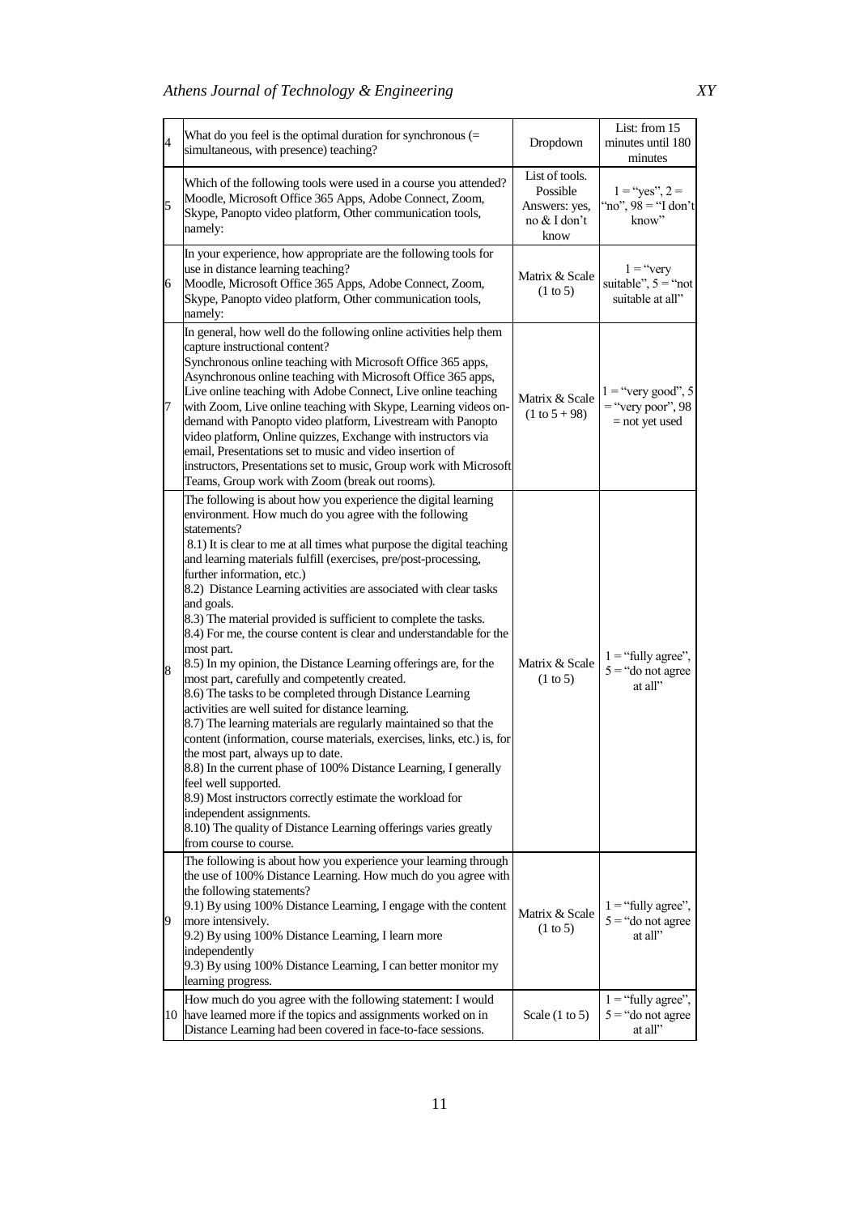| | | | |
|---|---|---|---|
| 4 | What do you feel is the optimal duration for synchronous (= simultaneous, with presence) teaching? | Dropdown | List: from 15 minutes until 180 minutes |
| 5 | Which of the following tools were used in a course you attended? Moodle, Microsoft Office 365 Apps, Adobe Connect, Zoom, Skype, Panopto video platform, Other communication tools, namely: | List of tools. Possible Answers: yes, no & I don't know | 1 = "yes", 2 = "no", 98 = "I don't know" |
| 6 | In your experience, how appropriate are the following tools for use in distance learning teaching? Moodle, Microsoft Office 365 Apps, Adobe Connect, Zoom, Skype, Panopto video platform, Other communication tools, namely: | Matrix & Scale (1 to 5) | 1 = "very suitable", 5 = "not suitable at all" |
| 7 | In general, how well do the following online activities help them capture instructional content? Synchronous online teaching with Microsoft Office 365 apps, Asynchronous online teaching with Microsoft Office 365 apps, Live online teaching with Adobe Connect, Live online teaching with Zoom, Live online teaching with Skype, Learning videos on-demand with Panopto video platform, Livestream with Panopto video platform, Online quizzes, Exchange with instructors via email, Presentations set to music and video insertion of instructors, Presentations set to music, Group work with Microsoft Teams, Group work with Zoom (break out rooms). | Matrix & Scale (1 to 5 + 98) | 1 = "very good", 5 = "very poor", 98 = not yet used |
| 8 | The following is about how you experience the digital learning environment. How much do you agree with the following statements?<br>8.1) It is clear to me at all times what purpose the digital teaching and learning materials fulfill (exercises, pre/post-processing, further information, etc.)<br>8.2) Distance Learning activities are associated with clear tasks and goals.<br>8.3) The material provided is sufficient to complete the tasks.<br>8.4) For me, the course content is clear and understandable for the most part.<br>8.5) In my opinion, the Distance Learning offerings are, for the most part, carefully and competently created.<br>8.6) The tasks to be completed through Distance Learning activities are well suited for distance learning.<br>8.7) The learning materials are regularly maintained so that the content (information, course materials, exercises, links, etc.) is, for the most part, always up to date.<br>8.8) In the current phase of 100% Distance Learning, I generally feel well supported.<br>8.9) Most instructors correctly estimate the workload for independent assignments.<br>8.10) The quality of Distance Learning offerings varies greatly from course to course. | Matrix & Scale (1 to 5) | 1 = "fully agree", 5 = "do not agree at all" |
| 9 | The following is about how you experience your learning through the use of 100% Distance Learning. How much do you agree with the following statements?<br>9.1) By using 100% Distance Learning, I engage with the content more intensively.<br>9.2) By using 100% Distance Learning, I learn more independently<br>9.3) By using 100% Distance Learning, I can better monitor my learning progress. | Matrix & Scale (1 to 5) | 1 = "fully agree", 5 = "do not agree at all" |
| 10 | How much do you agree with the following statement: I would have learned more if the topics and assignments worked on in Distance Learning had been covered in face-to-face sessions. | Scale (1 to 5) | 1 = "fully agree", 5 = "do not agree at all" |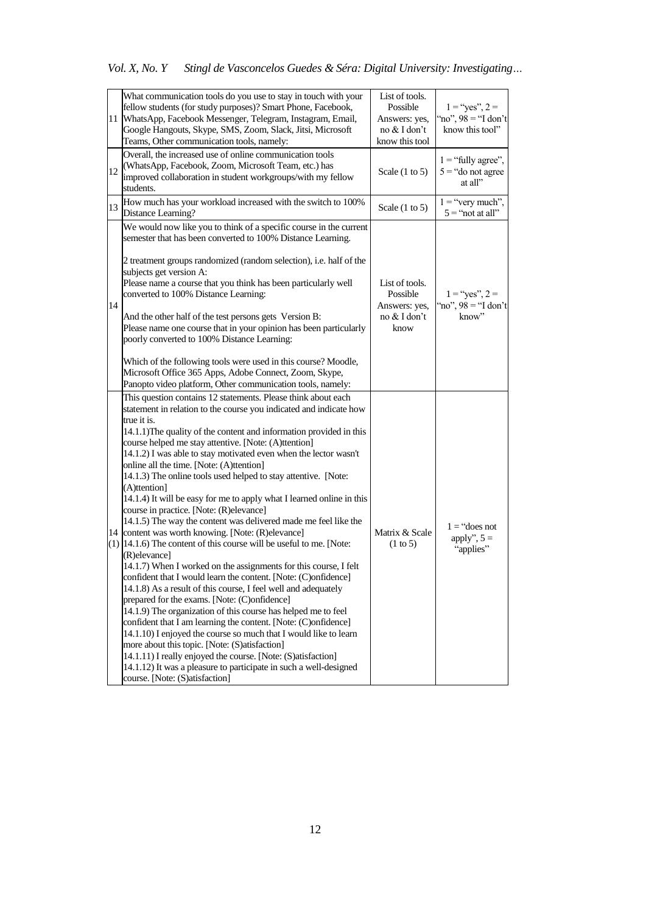| | | | |
|---|---|---|---|
| 11 | What communication tools do you use to stay in touch with your fellow students (for study purposes)? Smart Phone, Facebook, WhatsApp, Facebook Messenger, Telegram, Instagram, Email, Google Hangouts, Skype, SMS, Zoom, Slack, Jitsi, Microsoft Teams, Other communication tools, namely: | List of tools. Possible Answers: yes, no & I don't know this tool | 1 = "yes", 2 = "no", 98 = "I don't know this tool" |
| 12 | Overall, the increased use of online communication tools (WhatsApp, Facebook, Zoom, Microsoft Team, etc.) has improved collaboration in student workgroups/with my fellow students. | Scale (1 to 5) | 1 = "fully agree", 5 = "do not agree at all" |
| 13 | How much has your workload increased with the switch to 100% Distance Learning? | Scale (1 to 5) | 1 = "very much", 5 = "not at all" |
| 14 | We would now like you to think of a specific course in the current semester that has been converted to 100% Distance Learning.<br><br>2 treatment groups randomized (random selection), i.e. half of the subjects get version A:<br>Please name a course that you think has been particularly well converted to 100% Distance Learning:<br><br>And the other half of the test persons gets Version B:<br>Please name one course that in your opinion has been particularly poorly converted to 100% Distance Learning:<br><br>Which of the following tools were used in this course? Moodle, Microsoft Office 365 Apps, Adobe Connect, Zoom, Skype, Panopto video platform, Other communication tools, namely: | List of tools. Possible Answers: yes, no & I don't know | 1 = "yes", 2 = "no", 98 = "I don't know" |
| 14 (1) | This question contains 12 statements. Please think about each statement in relation to the course you indicated and indicate how true it is.<br>14.1.1)The quality of the content and information provided in this course helped me stay attentive. [Note: (A)ttention]<br>14.1.2) I was able to stay motivated even when the lector wasn't online all the time. [Note: (A)ttention]<br>14.1.3) The online tools used helped to stay attentive. [Note: (A)ttention]<br>14.1.4) It will be easy for me to apply what I learned online in this course in practice. [Note: (R)elevance]<br>14.1.5) The way the content was delivered made me feel like the content was worth knowing. [Note: (R)elevance]<br>14.1.6) The content of this course will be useful to me. [Note: (R)elevance]<br>14.1.7) When I worked on the assignments for this course, I felt confident that I would learn the content. [Note: (C)onfidence]<br>14.1.8) As a result of this course, I feel well and adequately prepared for the exams. [Note: (C)onfidence]<br>14.1.9) The organization of this course has helped me to feel confident that I am learning the content. [Note: (C)onfidence]<br>14.1.10) I enjoyed the course so much that I would like to learn more about this topic. [Note: (S)atisfaction]<br>14.1.11) I really enjoyed the course. [Note: (S)atisfaction]<br>14.1.12) It was a pleasure to participate in such a well-designed course. [Note: (S)atisfaction] | Matrix & Scale (1 to 5) | 1 = "does not apply", 5 = "applies" |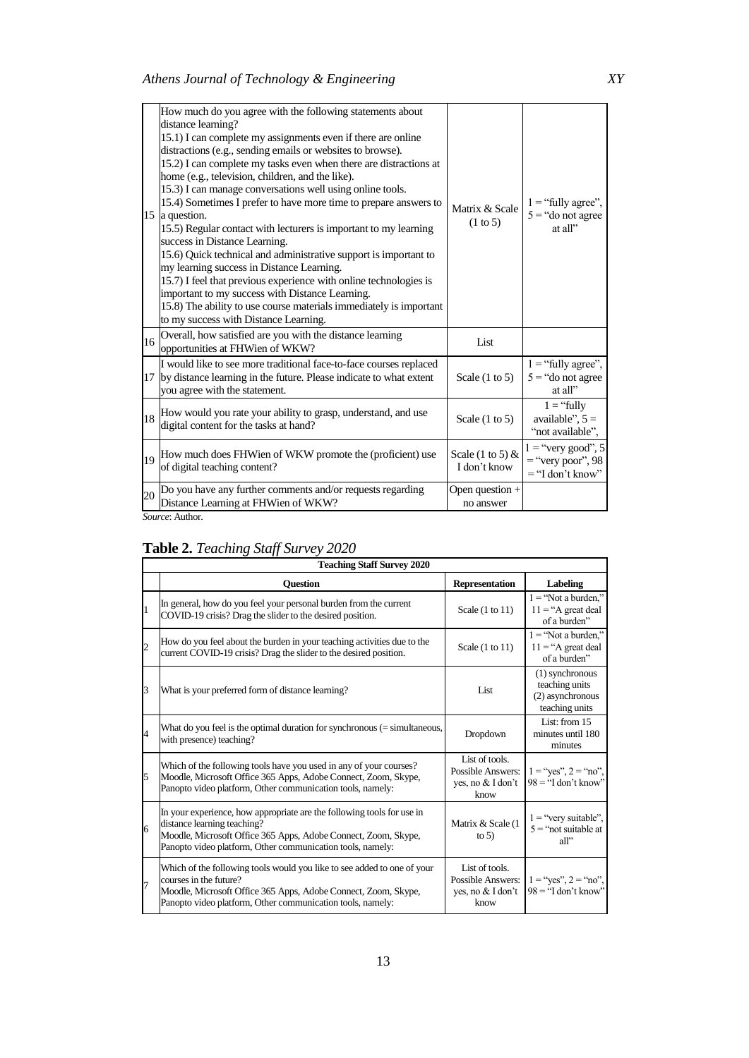| | | | |
|---|---|---|---|
| 15 | How much do you agree with the following statements about distance learning?<br>15.1) I can complete my assignments even if there are online distractions (e.g., sending emails or websites to browse).<br>15.2) I can complete my tasks even when there are distractions at home (e.g., television, children, and the like).<br>15.3) I can manage conversations well using online tools.<br>15.4) Sometimes I prefer to have more time to prepare answers to a question.<br>15.5) Regular contact with lecturers is important to my learning success in Distance Learning.<br>15.6) Quick technical and administrative support is important to my learning success in Distance Learning.<br>15.7) I feel that previous experience with online technologies is important to my success with Distance Learning.<br>15.8) The ability to use course materials immediately is important to my success with Distance Learning. | Matrix & Scale (1 to 5) | 1 = "fully agree", 5 = "do not agree at all" |
| 16 | Overall, how satisfied are you with the distance learning opportunities at FHWien of WKW? | List | |
| 17 | I would like to see more traditional face-to-face courses replaced by distance learning in the future. Please indicate to what extent you agree with the statement. | Scale (1 to 5) | 1 = "fully agree", 5 = "do not agree at all" |
| 18 | How would you rate your ability to grasp, understand, and use digital content for the tasks at hand? | Scale (1 to 5) | 1 = "fully available", 5 = "not available", |
| 19 | How much does FHWien of WKW promote the (proficient) use of digital teaching content? | Scale (1 to 5) & I don't know | 1 = "very good", 5 = "very poor", 98 = "I don't know" |
| 20 | Do you have any further comments and/or requests regarding Distance Learning at FHWien of WKW? | Open question + no answer | |

*Source*: Author.

**Table 2.** *Teaching Staff Survey 2020*

| Teaching Staff Survey 2020 | | | |
|---|---|---|---|
| | **Question** | **Representation** | **Labeling** |
| 1 | In general, how do you feel your personal burden from the current COVID-19 crisis? Drag the slider to the desired position. | Scale (1 to 11) | 1 = "Not a burden," 11 = "A great deal of a burden" |
| 2 | How do you feel about the burden in your teaching activities due to the current COVID-19 crisis? Drag the slider to the desired position. | Scale (1 to 11) | 1 = "Not a burden," 11 = "A great deal of a burden" |
| 3 | What is your preferred form of distance learning? | List | (1) synchronous teaching units (2) asynchronous teaching units |
| 4 | What do you feel is the optimal duration for synchronous (= simultaneous, with presence) teaching? | Dropdown | List: from 15 minutes until 180 minutes |
| 5 | Which of the following tools have you used in any of your courses? Moodle, Microsoft Office 365 Apps, Adobe Connect, Zoom, Skype, Panopto video platform, Other communication tools, namely: | List of tools. Possible Answers: yes, no & I don't know | 1 = "yes", 2 = "no", 98 = "I don't know" |
| 6 | In your experience, how appropriate are the following tools for use in distance learning teaching? Moodle, Microsoft Office 365 Apps, Adobe Connect, Zoom, Skype, Panopto video platform, Other communication tools, namely: | Matrix & Scale (1 to 5) | 1 = "very suitable", 5 = "not suitable at all" |
| 7 | Which of the following tools would you like to see added to one of your courses in the future? Moodle, Microsoft Office 365 Apps, Adobe Connect, Zoom, Skype, Panopto video platform, Other communication tools, namely: | List of tools. Possible Answers: yes, no & I don't know | 1 = "yes", 2 = "no", 98 = "I don't know" |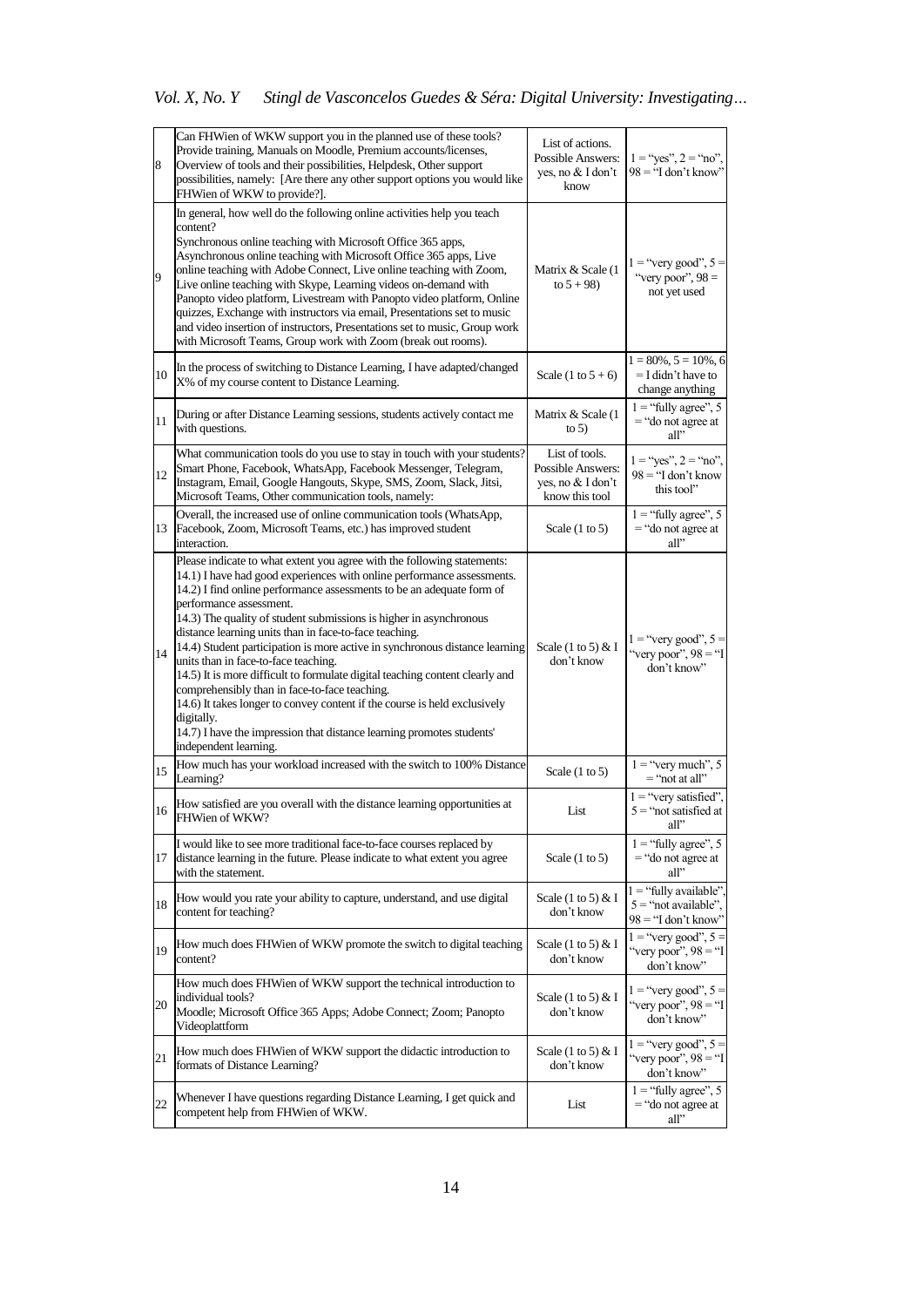| | | | |
|---|---|---|---|
| 8 | Can FHWien of WKW support you in the planned use of these tools? Provide training, Manuals on Moodle, Premium accounts/licenses, Overview of tools and their possibilities, Helpdesk, Other support possibilities, namely: [Are there any other support options you would like FHWien of WKW to provide?]. | List of actions. Possible Answers: yes, no & I don't know | 1 = "yes", 2 = "no", 98 = "I don't know" |
| 9 | In general, how well do the following online activities help you teach content? Synchronous online teaching with Microsoft Office 365 apps, Asynchronous online teaching with Microsoft Office 365 apps, Live online teaching with Adobe Connect, Live online teaching with Zoom, Live online teaching with Skype, Learning videos on-demand with Panopto video platform, Livestream with Panopto video platform, Online quizzes, Exchange with instructors via email, Presentations set to music and video insertion of instructors, Presentations set to music, Group work with Microsoft Teams, Group work with Zoom (break out rooms). | Matrix & Scale (1 to 5 + 98) | 1 = "very good", 5 = "very poor", 98 = not yet used |
| 10 | In the process of switching to Distance Learning, I have adapted/changed X% of my course content to Distance Learning. | Scale (1 to 5 + 6) | 1 = 80%, 5 = 10%, 6 = I didn't have to change anything |
| 11 | During or after Distance Learning sessions, students actively contact me with questions. | Matrix & Scale (1 to 5) | 1 = "fully agree", 5 = "do not agree at all" |
| 12 | What communication tools do you use to stay in touch with your students? Smart Phone, Facebook, WhatsApp, Facebook Messenger, Telegram, Instagram, Email, Google Hangouts, Skype, SMS, Zoom, Slack, Jitsi, Microsoft Teams, Other communication tools, namely: | List of tools. Possible Answers: yes, no & I don't know this tool | 1 = "yes", 2 = "no", 98 = "I don't know this tool" |
| 13 | Overall, the increased use of online communication tools (WhatsApp, Facebook, Zoom, Microsoft Teams, etc.) has improved student interaction. | Scale (1 to 5) | 1 = "fully agree", 5 = "do not agree at all" |
| 14 | Please indicate to what extent you agree with the following statements: 14.1) I have had good experiences with online performance assessments. 14.2) I find online performance assessments to be an adequate form of performance assessment. 14.3) The quality of student submissions is higher in asynchronous distance learning units than in face-to-face teaching. 14.4) Student participation is more active in synchronous distance learning units than in face-to-face teaching. 14.5) It is more difficult to formulate digital teaching content clearly and comprehensibly than in face-to-face teaching. 14.6) It takes longer to convey content if the course is held exclusively digitally. 14.7) I have the impression that distance learning promotes students' independent learning. | Scale (1 to 5) & I don't know | 1 = "very good", 5 = "very poor", 98 = "I don't know" |
| 15 | How much has your workload increased with the switch to 100% Distance Learning? | Scale (1 to 5) | 1 = "very much", 5 = "not at all" |
| 16 | How satisfied are you overall with the distance learning opportunities at FHWien of WKW? | List | 1 = "very satisfied", 5 = "not satisfied at all" |
| 17 | I would like to see more traditional face-to-face courses replaced by distance learning in the future. Please indicate to what extent you agree with the statement. | Scale (1 to 5) | 1 = "fully agree", 5 = "do not agree at all" |
| 18 | How would you rate your ability to capture, understand, and use digital content for teaching? | Scale (1 to 5) & I don't know | 1 = "fully available", 5 = "not available", 98 = "I don't know" |
| 19 | How much does FHWien of WKW promote the switch to digital teaching content? | Scale (1 to 5) & I don't know | 1 = "very good", 5 = "very poor", 98 = "I don't know" |
| 20 | How much does FHWien of WKW support the technical introduction to individual tools? Moodle; Microsoft Office 365 Apps; Adobe Connect; Zoom; Panopto Videoplattform | Scale (1 to 5) & I don't know | 1 = "very good", 5 = "very poor", 98 = "I don't know" |
| 21 | How much does FHWien of WKW support the didactic introduction to formats of Distance Learning? | Scale (1 to 5) & I don't know | 1 = "very good", 5 = "very poor", 98 = "I don't know" |
| 22 | Whenever I have questions regarding Distance Learning, I get quick and competent help from FHWien of WKW. | List | 1 = "fully agree", 5 = "do not agree at all" |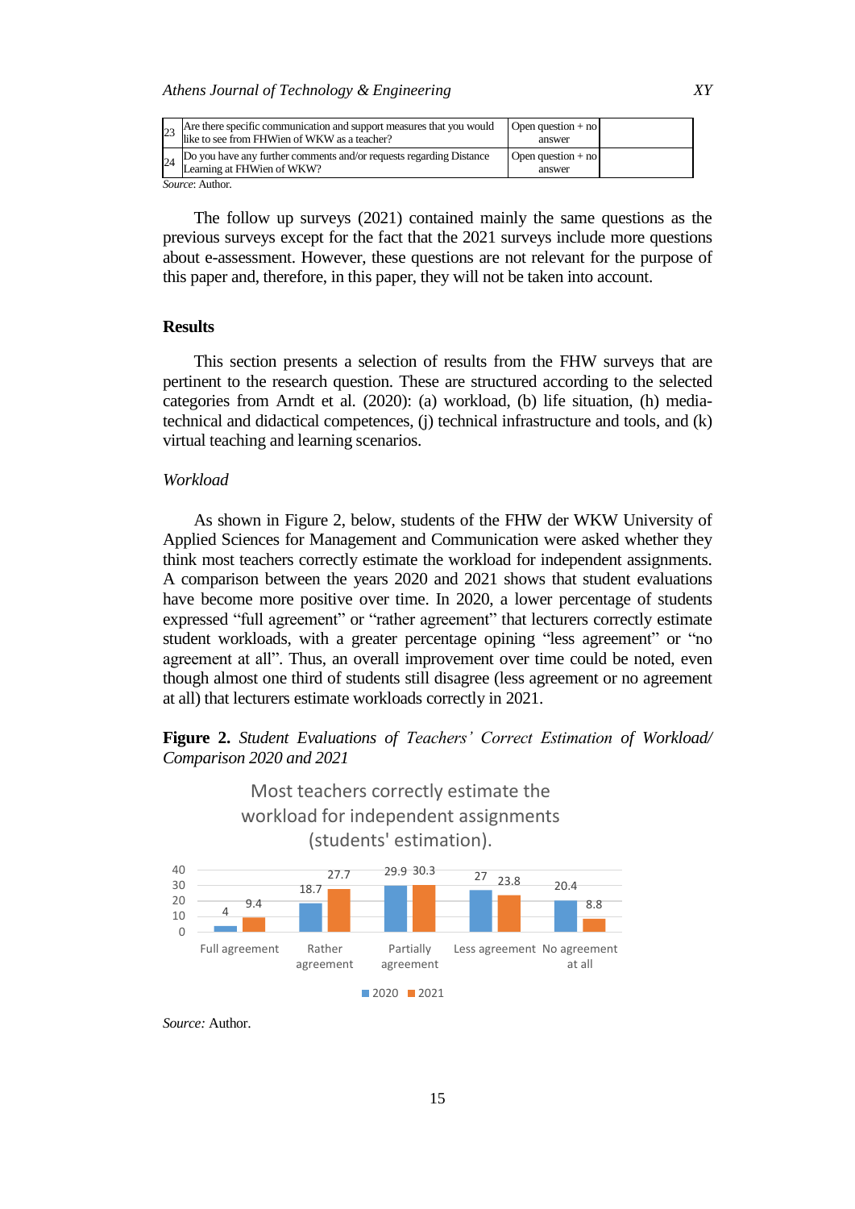| 23 | Are there specific communication and support measures that you would like to see from FHWien of WKW as a teacher? | Open question + no answer | |
|---|---|---|---|
| 24 | Do you have any further comments and/or requests regarding Distance Learning at FHWien of WKW? | Open question + no answer | |

*Source*: Author.

The follow up surveys (2021) contained mainly the same questions as the previous surveys except for the fact that the 2021 surveys include more questions about e-assessment. However, these questions are not relevant for the purpose of this paper and, therefore, in this paper, they will not be taken into account.

## Results

This section presents a selection of results from the FHW surveys that are pertinent to the research question. These are structured according to the selected categories from Arndt et al. (2020): (a) workload, (b) life situation, (h) media-technical and didactical competences, (j) technical infrastructure and tools, and (k) virtual teaching and learning scenarios.

### *Workload*

As shown in Figure 2, below, students of the FHW der WKW University of Applied Sciences for Management and Communication were asked whether they think most teachers correctly estimate the workload for independent assignments. A comparison between the years 2020 and 2021 shows that student evaluations have become more positive over time. In 2020, a lower percentage of students expressed "full agreement" or "rather agreement" that lecturers correctly estimate student workloads, with a greater percentage opining "less agreement" or "no agreement at all". Thus, an overall improvement over time could be noted, even though almost one third of students still disagree (less agreement or no agreement at all) that lecturers estimate workloads correctly in 2021.

**Figure 2.** *Student Evaluations of Teachers' Correct Estimation of Workload/ Comparison 2020 and 2021*

Most teachers correctly estimate the workload for independent assignments (students' estimation).

| | Full agreement | Rather agreement | Partially agreement | Less agreement | No agreement at all |
|---|---|---|---|---|---|
| 2020 | 4 | 18.7 | 29.9 | 27 | 20.4 |
| 2021 | 9.4 | 27.7 | 30.3 | 23.8 | 8.8 |

*Source:* Author.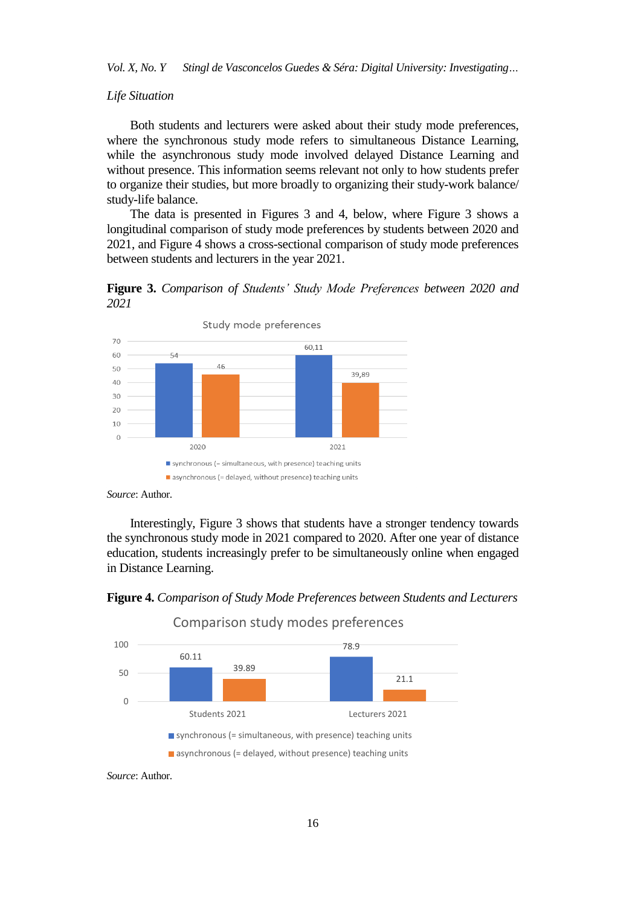*Life Situation*

Both students and lecturers were asked about their study mode preferences, where the synchronous study mode refers to simultaneous Distance Learning, while the asynchronous study mode involved delayed Distance Learning and without presence. This information seems relevant not only to how students prefer to organize their studies, but more broadly to organizing their study-work balance/ study-life balance.

The data is presented in Figures 3 and 4, below, where Figure 3 shows a longitudinal comparison of study mode preferences by students between 2020 and 2021, and Figure 4 shows a cross-sectional comparison of study mode preferences between students and lecturers in the year 2021.

**Figure 3.** *Comparison of Students' Study Mode Preferences between 2020 and 2021*

Study mode preferences

| | 2020 | 2021 |
|---|---|---|
| synchronous (= simultaneous, with presence) teaching units | 54 | 60,11 |
| asynchronous (= delayed, without presence) teaching units | 46 | 39,89 |

*Source*: Author.

Interestingly, Figure 3 shows that students have a stronger tendency towards the synchronous study mode in 2021 compared to 2020. After one year of distance education, students increasingly prefer to be simultaneously online when engaged in Distance Learning.

**Figure 4.** *Comparison of Study Mode Preferences between Students and Lecturers*

Comparison study modes preferences

| | Students 2021 | Lecturers 2021 |
|---|---|---|
| synchronous (= simultaneous, with presence) teaching units | 60.11 | 78.9 |
| asynchronous (= delayed, without presence) teaching units | 39.89 | 21.1 |

*Source*: Author.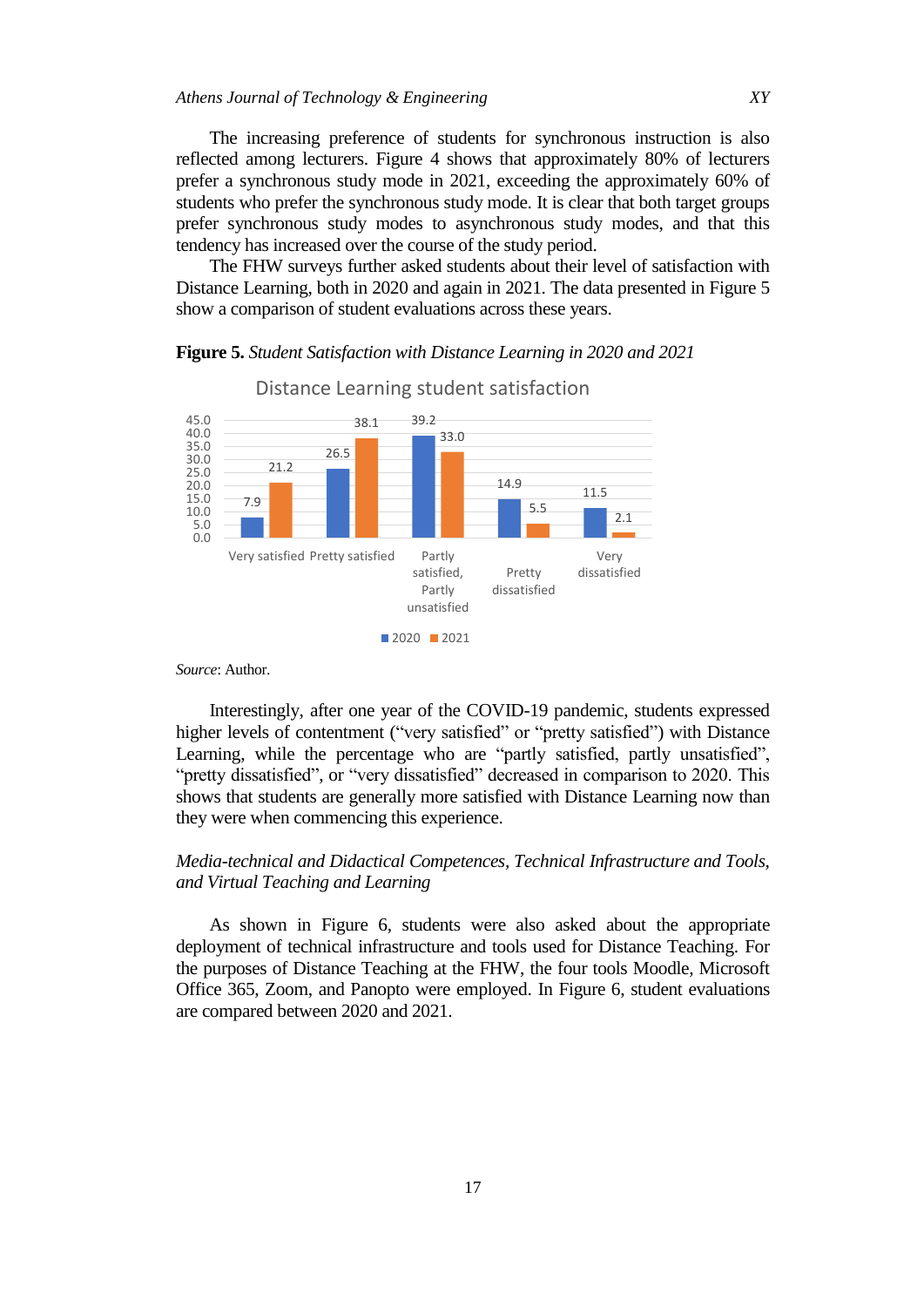The increasing preference of students for synchronous instruction is also reflected among lecturers. Figure 4 shows that approximately 80% of lecturers prefer a synchronous study mode in 2021, exceeding the approximately 60% of students who prefer the synchronous study mode. It is clear that both target groups prefer synchronous study modes to asynchronous study modes, and that this tendency has increased over the course of the study period.

The FHW surveys further asked students about their level of satisfaction with Distance Learning, both in 2020 and again in 2021. The data presented in Figure 5 show a comparison of student evaluations across these years.

**Figure 5.** *Student Satisfaction with Distance Learning in 2020 and 2021*

Distance Learning student satisfaction

| | 2020 | 2021 |
|---|---|---|
| Very satisfied | 7.9 | 21.2 |
| Pretty satisfied | 26.5 | 38.1 |
| Partly satisfied, Partly unsatisfied | 39.2 | 33.0 |
| Pretty dissatisfied | 14.9 | 5.5 |
| Very dissatisfied | 11.5 | 2.1 |

*Source*: Author.

Interestingly, after one year of the COVID-19 pandemic, students expressed higher levels of contentment ("very satisfied" or "pretty satisfied") with Distance Learning, while the percentage who are "partly satisfied, partly unsatisfied", "pretty dissatisfied", or "very dissatisfied" decreased in comparison to 2020. This shows that students are generally more satisfied with Distance Learning now than they were when commencing this experience.

*Media-technical and Didactical Competences, Technical Infrastructure and Tools, and Virtual Teaching and Learning*

As shown in Figure 6, students were also asked about the appropriate deployment of technical infrastructure and tools used for Distance Teaching. For the purposes of Distance Teaching at the FHW, the four tools Moodle, Microsoft Office 365, Zoom, and Panopto were employed. In Figure 6, student evaluations are compared between 2020 and 2021.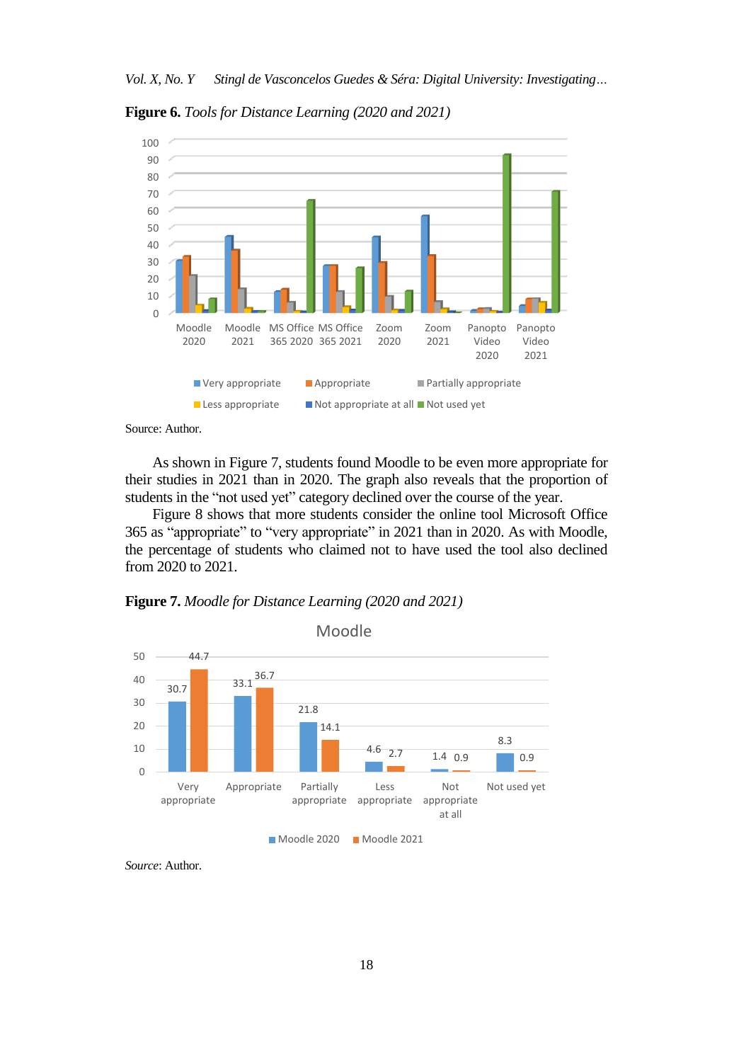**Figure 6.** *Tools for Distance Learning (2020 and 2021)*

Source: Author.

As shown in Figure 7, students found Moodle to be even more appropriate for their studies in 2021 than in 2020. The graph also reveals that the proportion of students in the "not used yet" category declined over the course of the year.

Figure 8 shows that more students consider the online tool Microsoft Office 365 as "appropriate" to "very appropriate" in 2021 than in 2020. As with Moodle, the percentage of students who claimed not to have used the tool also declined from 2020 to 2021.

**Figure 7.** *Moodle for Distance Learning (2020 and 2021)*

| | Very appropriate | Appropriate | Partially appropriate | Less appropriate | Not appropriate at all | Not used yet |
|---|---|---|---|---|---|---|
| Moodle 2020 | 30.7 | 33.1 | 21.8 | 4.6 | 1.4 | 8.3 |
| Moodle 2021 | 44.7 | 36.7 | 14.1 | 2.7 | 0.9 | 0.9 |

*Source*: Author.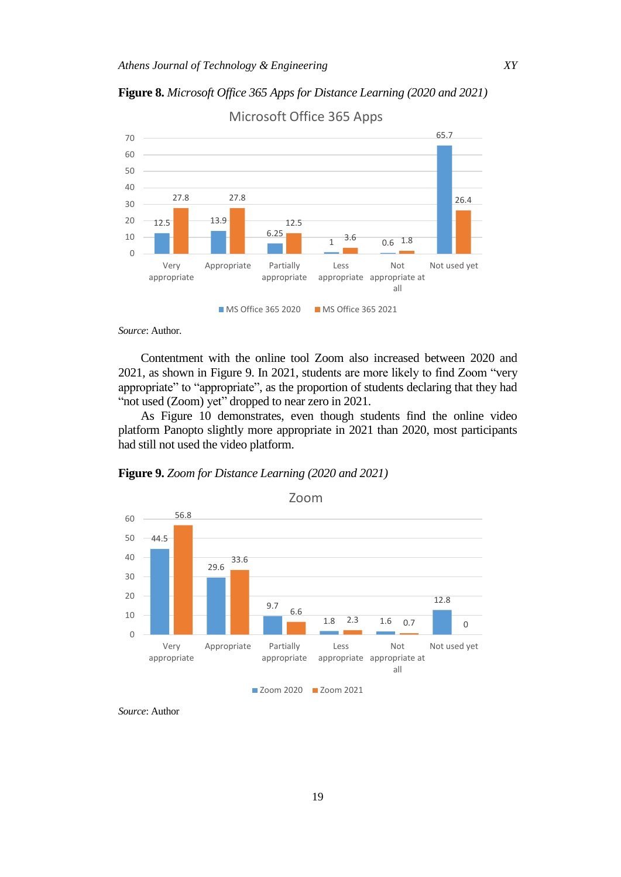**Figure 8.** *Microsoft Office 365 Apps for Distance Learning (2020 and 2021)*

| | Very appropriate | Appropriate | Partially appropriate | Less appropriate | Not appropriate at all | Not used yet |
|---|---|---|---|---|---|---|
| MS Office 365 2020 | 12.5 | 13.9 | 6.25 | 1 | 0.6 | 65.7 |
| MS Office 365 2021 | 27.8 | 27.8 | 12.5 | 3.6 | 1.8 | 26.4 |

*Source*: Author.

Contentment with the online tool Zoom also increased between 2020 and 2021, as shown in Figure 9. In 2021, students are more likely to find Zoom "very appropriate" to "appropriate", as the proportion of students declaring that they had "not used (Zoom) yet" dropped to near zero in 2021.

As Figure 10 demonstrates, even though students find the online video platform Panopto slightly more appropriate in 2021 than 2020, most participants had still not used the video platform.

**Figure 9.** *Zoom for Distance Learning (2020 and 2021)*

| | Very appropriate | Appropriate | Partially appropriate | Less appropriate | Not appropriate at all | Not used yet |
|---|---|---|---|---|---|---|
| Zoom 2020 | 44.5 | 29.6 | 9.7 | 1.8 | 1.6 | 12.8 |
| Zoom 2021 | 56.8 | 33.6 | 6.6 | 2.3 | 0.7 | 0 |

*Source*: Author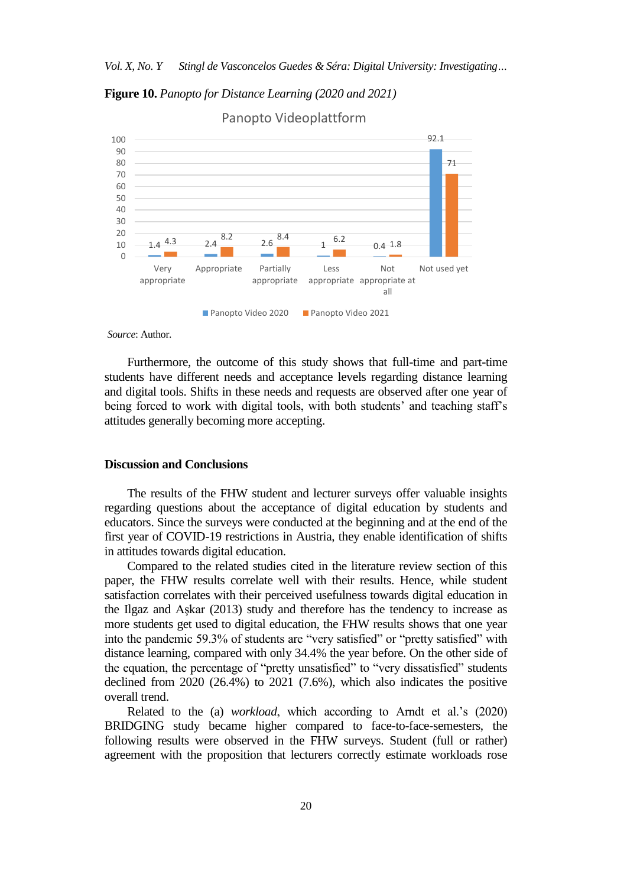**Figure 10.** *Panopto for Distance Learning (2020 and 2021)*

| | Panopto Video 2020 | Panopto Video 2021 |
|---|---|---|
| Very appropriate | 1.4 | 4.3 |
| Appropriate | 2.4 | 8.2 |
| Partially appropriate | 2.6 | 8.4 |
| Less appropriate | 1 | 6.2 |
| Not appropriate at all | 0.4 | 1.8 |
| Not used yet | 92.1 | 71 |

*Source*: Author.

Furthermore, the outcome of this study shows that full-time and part-time students have different needs and acceptance levels regarding distance learning and digital tools. Shifts in these needs and requests are observed after one year of being forced to work with digital tools, with both students' and teaching staff's attitudes generally becoming more accepting.

## Discussion and Conclusions

The results of the FHW student and lecturer surveys offer valuable insights regarding questions about the acceptance of digital education by students and educators. Since the surveys were conducted at the beginning and at the end of the first year of COVID-19 restrictions in Austria, they enable identification of shifts in attitudes towards digital education.

Compared to the related studies cited in the literature review section of this paper, the FHW results correlate well with their results. Hence, while student satisfaction correlates with their perceived usefulness towards digital education in the Ilgaz and Aşkar (2013) study and therefore has the tendency to increase as more students get used to digital education, the FHW results shows that one year into the pandemic 59.3% of students are "very satisfied" or "pretty satisfied" with distance learning, compared with only 34.4% the year before. On the other side of the equation, the percentage of "pretty unsatisfied" to "very dissatisfied" students declined from 2020 (26.4%) to 2021 (7.6%), which also indicates the positive overall trend.

Related to the (a) *workload*, which according to Arndt et al.'s (2020) BRIDGING study became higher compared to face-to-face-semesters, the following results were observed in the FHW surveys. Student (full or rather) agreement with the proposition that lecturers correctly estimate workloads rose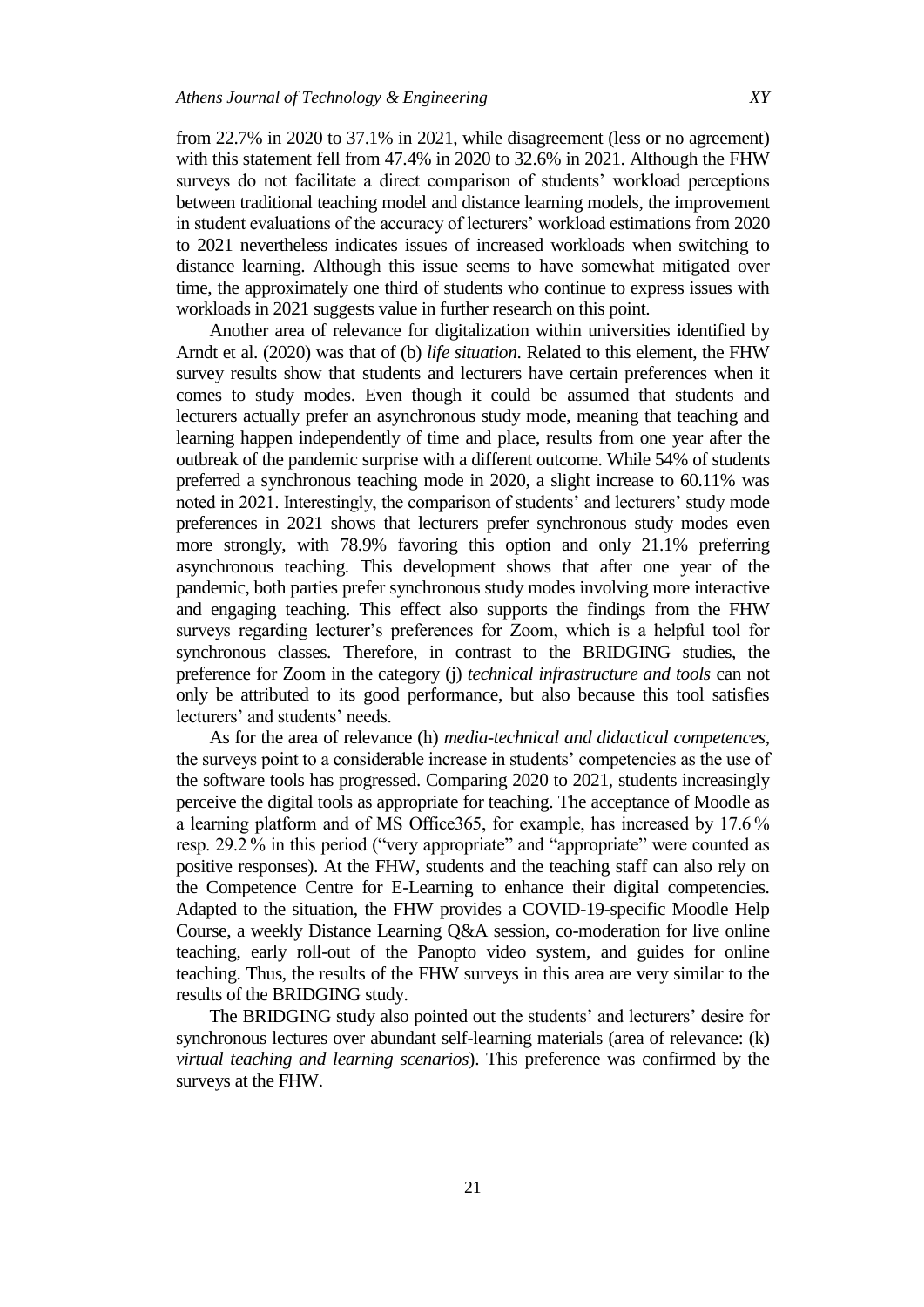from 22.7% in 2020 to 37.1% in 2021, while disagreement (less or no agreement) with this statement fell from 47.4% in 2020 to 32.6% in 2021. Although the FHW surveys do not facilitate a direct comparison of students' workload perceptions between traditional teaching model and distance learning models, the improvement in student evaluations of the accuracy of lecturers' workload estimations from 2020 to 2021 nevertheless indicates issues of increased workloads when switching to distance learning. Although this issue seems to have somewhat mitigated over time, the approximately one third of students who continue to express issues with workloads in 2021 suggests value in further research on this point.

Another area of relevance for digitalization within universities identified by Arndt et al. (2020) was that of (b) *life situation*. Related to this element, the FHW survey results show that students and lecturers have certain preferences when it comes to study modes. Even though it could be assumed that students and lecturers actually prefer an asynchronous study mode, meaning that teaching and learning happen independently of time and place, results from one year after the outbreak of the pandemic surprise with a different outcome. While 54% of students preferred a synchronous teaching mode in 2020, a slight increase to 60.11% was noted in 2021. Interestingly, the comparison of students' and lecturers' study mode preferences in 2021 shows that lecturers prefer synchronous study modes even more strongly, with 78.9% favoring this option and only 21.1% preferring asynchronous teaching. This development shows that after one year of the pandemic, both parties prefer synchronous study modes involving more interactive and engaging teaching. This effect also supports the findings from the FHW surveys regarding lecturer's preferences for Zoom, which is a helpful tool for synchronous classes. Therefore, in contrast to the BRIDGING studies, the preference for Zoom in the category (j) *technical infrastructure and tools* can not only be attributed to its good performance, but also because this tool satisfies lecturers' and students' needs.

As for the area of relevance (h) *media-technical and didactical competences*, the surveys point to a considerable increase in students' competencies as the use of the software tools has progressed. Comparing 2020 to 2021, students increasingly perceive the digital tools as appropriate for teaching. The acceptance of Moodle as a learning platform and of MS Office365, for example, has increased by 17.6 % resp. 29.2 % in this period ("very appropriate" and "appropriate" were counted as positive responses). At the FHW, students and the teaching staff can also rely on the Competence Centre for E-Learning to enhance their digital competencies. Adapted to the situation, the FHW provides a COVID-19-specific Moodle Help Course, a weekly Distance Learning Q&A session, co-moderation for live online teaching, early roll-out of the Panopto video system, and guides for online teaching. Thus, the results of the FHW surveys in this area are very similar to the results of the BRIDGING study.

The BRIDGING study also pointed out the students' and lecturers' desire for synchronous lectures over abundant self-learning materials (area of relevance: (k) *virtual teaching and learning scenarios*). This preference was confirmed by the surveys at the FHW.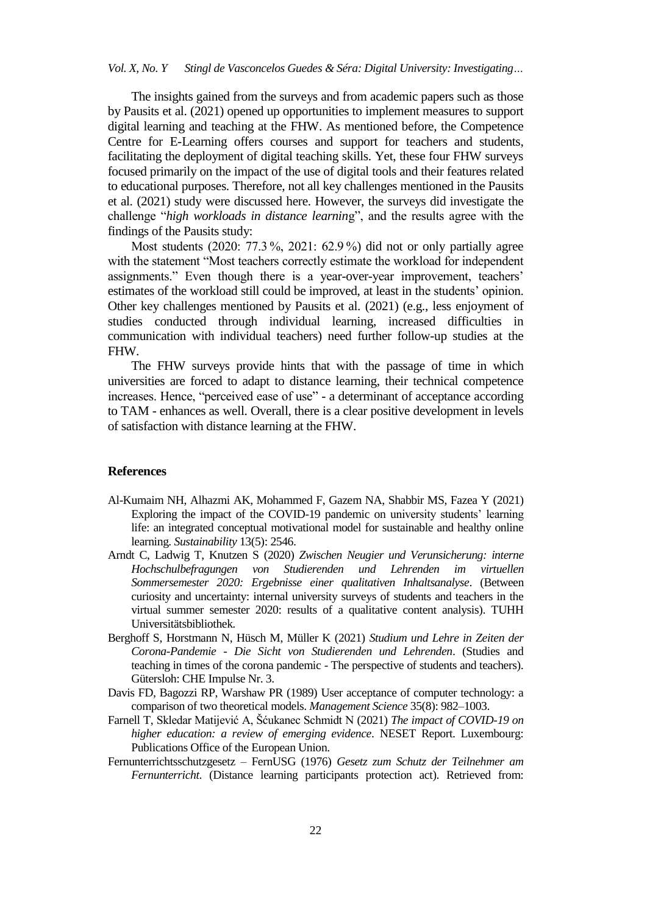The insights gained from the surveys and from academic papers such as those by Pausits et al. (2021) opened up opportunities to implement measures to support digital learning and teaching at the FHW. As mentioned before, the Competence Centre for E-Learning offers courses and support for teachers and students, facilitating the deployment of digital teaching skills. Yet, these four FHW surveys focused primarily on the impact of the use of digital tools and their features related to educational purposes. Therefore, not all key challenges mentioned in the Pausits et al. (2021) study were discussed here. However, the surveys did investigate the challenge "*high workloads in distance learning*", and the results agree with the findings of the Pausits study:

Most students (2020: 77.3 %, 2021: 62.9 %) did not or only partially agree with the statement "Most teachers correctly estimate the workload for independent assignments." Even though there is a year-over-year improvement, teachers' estimates of the workload still could be improved, at least in the students' opinion. Other key challenges mentioned by Pausits et al. (2021) (e.g., less enjoyment of studies conducted through individual learning, increased difficulties in communication with individual teachers) need further follow-up studies at the FHW.

The FHW surveys provide hints that with the passage of time in which universities are forced to adapt to distance learning, their technical competence increases. Hence, "perceived ease of use" - a determinant of acceptance according to TAM - enhances as well. Overall, there is a clear positive development in levels of satisfaction with distance learning at the FHW.

## References

Al-Kumaim NH, Alhazmi AK, Mohammed F, Gazem NA, Shabbir MS, Fazea Y (2021) Exploring the impact of the COVID-19 pandemic on university students' learning life: an integrated conceptual motivational model for sustainable and healthy online learning. *Sustainability* 13(5): 2546.

Arndt C, Ladwig T, Knutzen S (2020) *Zwischen Neugier und Verunsicherung: interne Hochschulbefragungen von Studierenden und Lehrenden im virtuellen Sommersemester 2020: Ergebnisse einer qualitativen Inhaltsanalyse*. (Between curiosity and uncertainty: internal university surveys of students and teachers in the virtual summer semester 2020: results of a qualitative content analysis). TUHH Universitätsbibliothek.

Berghoff S, Horstmann N, Hüsch M, Müller K (2021) *Studium und Lehre in Zeiten der Corona-Pandemie - Die Sicht von Studierenden und Lehrenden*. (Studies and teaching in times of the corona pandemic - The perspective of students and teachers). Gütersloh: CHE Impulse Nr. 3.

Davis FD, Bagozzi RP, Warshaw PR (1989) User acceptance of computer technology: a comparison of two theoretical models. *Management Science* 35(8): 982–1003.

Farnell T, Skledar Matijević A, Šćukanec Schmidt N (2021) *The impact of COVID-19 on higher education: a review of emerging evidence*. NESET Report. Luxembourg: Publications Office of the European Union.

Fernunterrichtsschutzgesetz – FernUSG (1976) *Gesetz zum Schutz der Teilnehmer am Fernunterricht*. (Distance learning participants protection act). Retrieved from: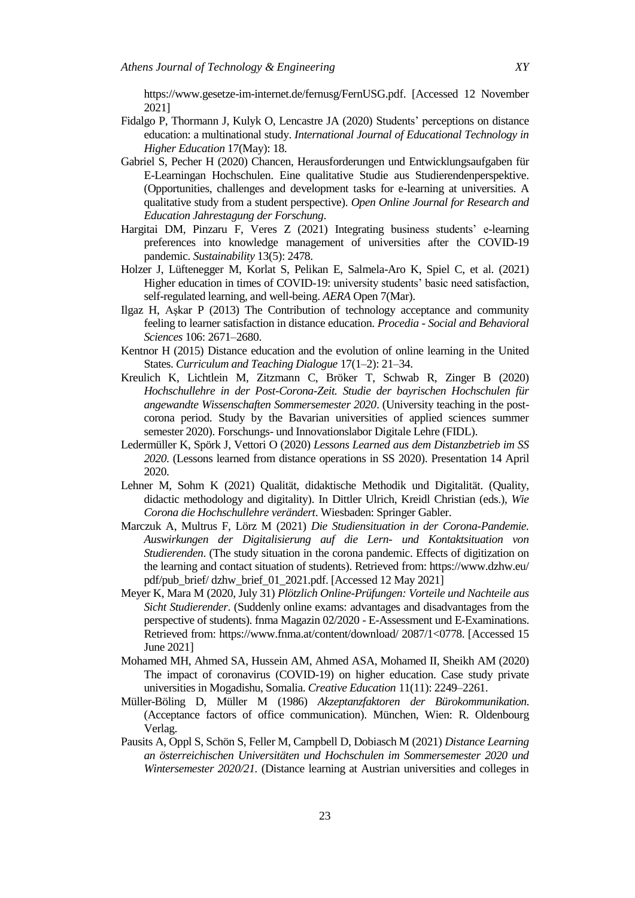https://www.gesetze-im-internet.de/fernusg/FernUSG.pdf. [Accessed 12 November 2021]

Fidalgo P, Thormann J, Kulyk O, Lencastre JA (2020) Students' perceptions on distance education: a multinational study. *International Journal of Educational Technology in Higher Education* 17(May): 18.

Gabriel S, Pecher H (2020) Chancen, Herausforderungen und Entwicklungsaufgaben für E-Learningan Hochschulen. Eine qualitative Studie aus Studierendenperspektive. (Opportunities, challenges and development tasks for e-learning at universities. A qualitative study from a student perspective). *Open Online Journal for Research and Education Jahrestagung der Forschung*.

Hargitai DM, Pinzaru F, Veres Z (2021) Integrating business students' e-learning preferences into knowledge management of universities after the COVID-19 pandemic. *Sustainability* 13(5): 2478.

Holzer J, Lüftenegger M, Korlat S, Pelikan E, Salmela-Aro K, Spiel C, et al. (2021) Higher education in times of COVID-19: university students' basic need satisfaction, self-regulated learning, and well-being. *AERA* Open 7(Mar).

Ilgaz H, Aşkar P (2013) The Contribution of technology acceptance and community feeling to learner satisfaction in distance education. *Procedia - Social and Behavioral Sciences* 106: 2671–2680.

Kentnor H (2015) Distance education and the evolution of online learning in the United States. *Curriculum and Teaching Dialogue* 17(1–2): 21–34.

Kreulich K, Lichtlein M, Zitzmann C, Bröker T, Schwab R, Zinger B (2020) *Hochschullehre in der Post-Corona-Zeit. Studie der bayrischen Hochschulen für angewandte Wissenschaften Sommersemester 2020*. (University teaching in the post-corona period. Study by the Bavarian universities of applied sciences summer semester 2020). Forschungs- und Innovationslabor Digitale Lehre (FIDL).

Ledermüller K, Spörk J, Vettori O (2020) *Lessons Learned aus dem Distanzbetrieb im SS 2020*. (Lessons learned from distance operations in SS 2020). Presentation 14 April 2020.

Lehner M, Sohm K (2021) Qualität, didaktische Methodik und Digitalität. (Quality, didactic methodology and digitality). In Dittler Ulrich, Kreidl Christian (eds.), *Wie Corona die Hochschullehre verändert*. Wiesbaden: Springer Gabler.

Marczuk A, Multrus F, Lörz M (2021) *Die Studiensituation in der Corona-Pandemie. Auswirkungen der Digitalisierung auf die Lern- und Kontaktsituation von Studierenden*. (The study situation in the corona pandemic. Effects of digitization on the learning and contact situation of students). Retrieved from: https://www.dzhw.eu/ pdf/pub_brief/ dzhw_brief_01_2021.pdf. [Accessed 12 May 2021]

Meyer K, Mara M (2020, July 31) *Plötzlich Online-Prüfungen: Vorteile und Nachteile aus Sicht Studierender*. (Suddenly online exams: advantages and disadvantages from the perspective of students). fnma Magazin 02/2020 - E-Assessment und E-Examinations. Retrieved from: https://www.fnma.at/content/download/ 2087/1<0778. [Accessed 15 June 2021]

Mohamed MH, Ahmed SA, Hussein AM, Ahmed ASA, Mohamed II, Sheikh AM (2020) The impact of coronavirus (COVID-19) on higher education. Case study private universities in Mogadishu, Somalia. *Creative Education* 11(11): 2249–2261.

Müller-Böling D, Müller M (1986) *Akzeptanzfaktoren der Bürokommunikation*. (Acceptance factors of office communication). München, Wien: R. Oldenbourg Verlag.

Pausits A, Oppl S, Schön S, Feller M, Campbell D, Dobiasch M (2021) *Distance Learning an österreichischen Universitäten und Hochschulen im Sommersemester 2020 und Wintersemester 2020/21*. (Distance learning at Austrian universities and colleges in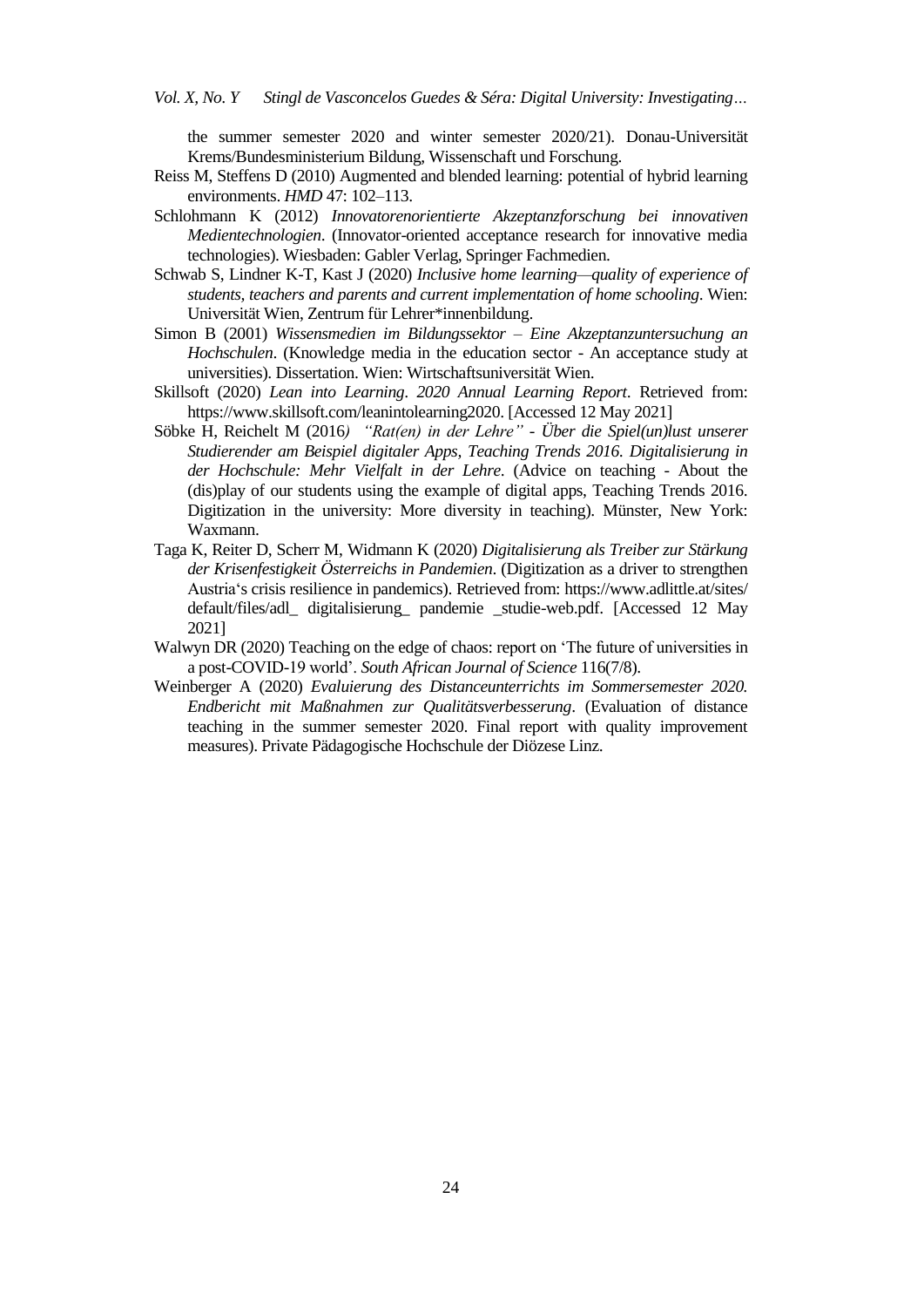the summer semester 2020 and winter semester 2020/21). Donau-Universität Krems/Bundesministerium Bildung, Wissenschaft und Forschung.

Reiss M, Steffens D (2010) Augmented and blended learning: potential of hybrid learning environments. *HMD* 47: 102–113.

Schlohmann K (2012) *Innovatorenorientierte Akzeptanzforschung bei innovativen Medientechnologien*. (Innovator-oriented acceptance research for innovative media technologies). Wiesbaden: Gabler Verlag, Springer Fachmedien.

Schwab S, Lindner K-T, Kast J (2020) *Inclusive home learning—quality of experience of students, teachers and parents and current implementation of home schooling*. Wien: Universität Wien, Zentrum für Lehrer*innenbildung.

Simon B (2001) *Wissensmedien im Bildungssektor – Eine Akzeptanzuntersuchung an Hochschulen*. (Knowledge media in the education sector - An acceptance study at universities). Dissertation. Wien: Wirtschaftsuniversität Wien.

Skillsoft (2020) *Lean into Learning. 2020 Annual Learning Report*. Retrieved from: https://www.skillsoft.com/leanintolearning2020. [Accessed 12 May 2021]

Söbke H, Reichelt M (2016*) "Rat(en) in der Lehre" - Über die Spiel(un)lust unserer Studierender am Beispiel digitaler Apps, Teaching Trends 2016. Digitalisierung in der Hochschule: Mehr Vielfalt in der Lehre*. (Advice on teaching - About the (dis)play of our students using the example of digital apps, Teaching Trends 2016. Digitization in the university: More diversity in teaching). Münster, New York: Waxmann.

Taga K, Reiter D, Scherr M, Widmann K (2020) *Digitalisierung als Treiber zur Stärkung der Krisenfestigkeit Österreichs in Pandemien*. (Digitization as a driver to strengthen Austria's crisis resilience in pandemics). Retrieved from: https://www.adlittle.at/sites/default/files/adl_ digitalisierung_ pandemie _studie-web.pdf. [Accessed 12 May 2021]

Walwyn DR (2020) Teaching on the edge of chaos: report on 'The future of universities in a post-COVID-19 world'. *South African Journal of Science* 116(7/8).

Weinberger A (2020) *Evaluierung des Distanceunterrichts im Sommersemester 2020. Endbericht mit Maßnahmen zur Qualitätsverbesserung*. (Evaluation of distance teaching in the summer semester 2020. Final report with quality improvement measures). Private Pädagogische Hochschule der Diözese Linz.